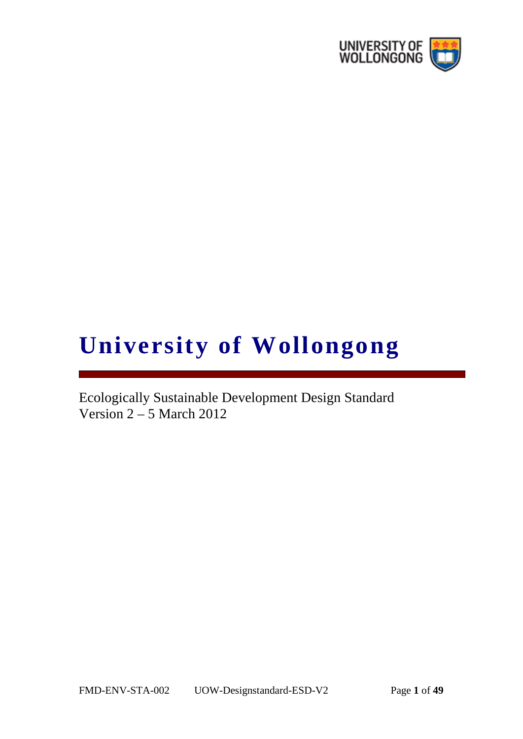# University of Wollongong

Ecologically Sustainable Development Design Standard
Version 2 – 5 March 2012

FMD-ENV-STA-002 UOW-Designstandard-ESD-V2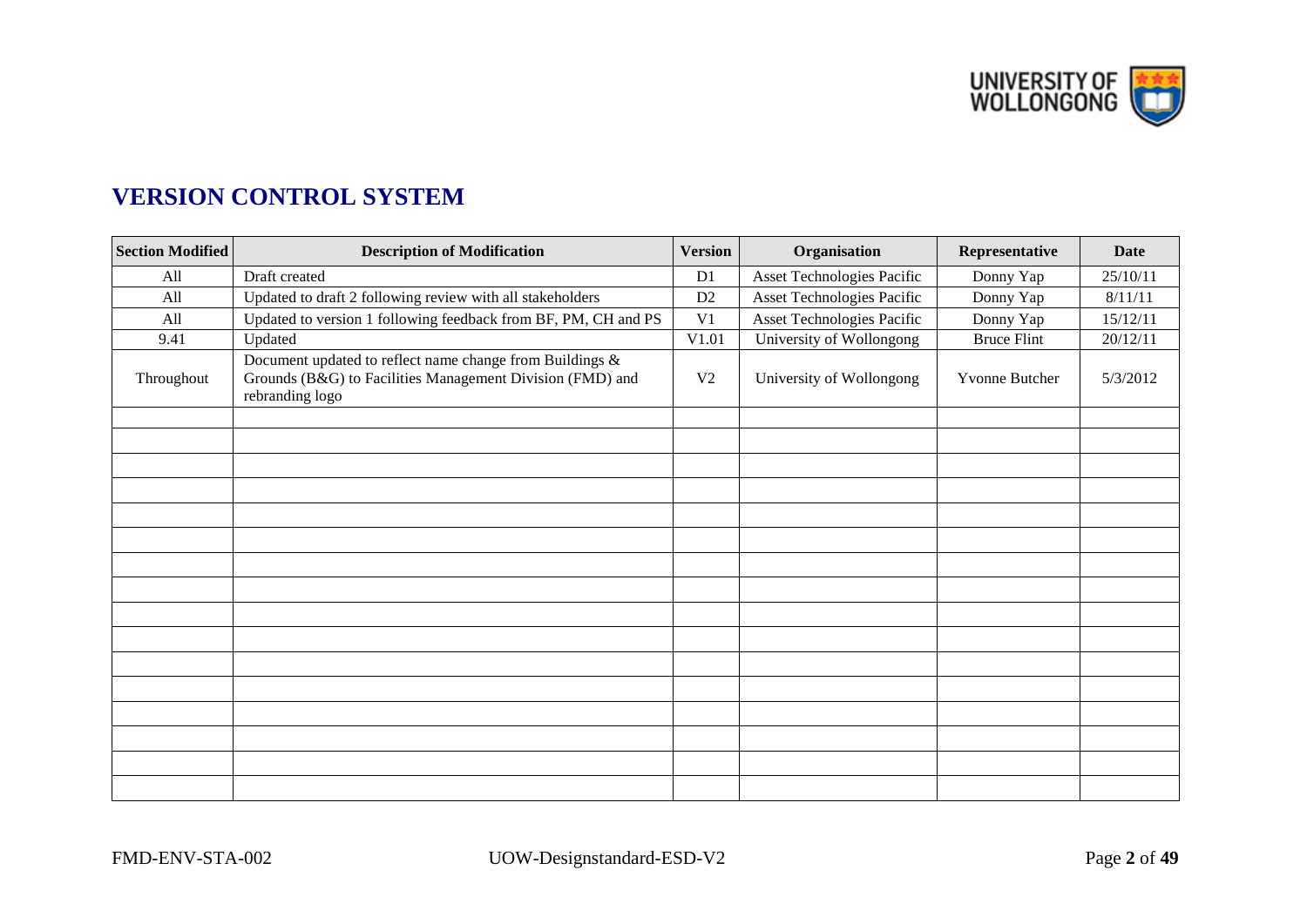## VERSION CONTROL SYSTEM

| Section Modified | Description of Modification | Version | Organisation | Representative | Date |
|---|---|---|---|---|---|
| All | Draft created | D1 | Asset Technologies Pacific | Donny Yap | 25/10/11 |
| All | Updated to draft 2 following review with all stakeholders | D2 | Asset Technologies Pacific | Donny Yap | 8/11/11 |
| All | Updated to version 1 following feedback from BF, PM, CH and PS | V1 | Asset Technologies Pacific | Donny Yap | 15/12/11 |
| 9.41 | Updated | V1.01 | University of Wollongong | Bruce Flint | 20/12/11 |
| Throughout | Document updated to reflect name change from Buildings & Grounds (B&G) to Facilities Management Division (FMD) and rebranding logo | V2 | University of Wollongong | Yvonne Butcher | 5/3/2012 |
| | | | | | |
| | | | | | |
| | | | | | |
| | | | | | |
| | | | | | |
| | | | | | |
| | | | | | |
| | | | | | |
| | | | | | |
| | | | | | |
| | | | | | |
| | | | | | |
| | | | | | |
| | | | | | |
| | | | | | |
| | | | | | |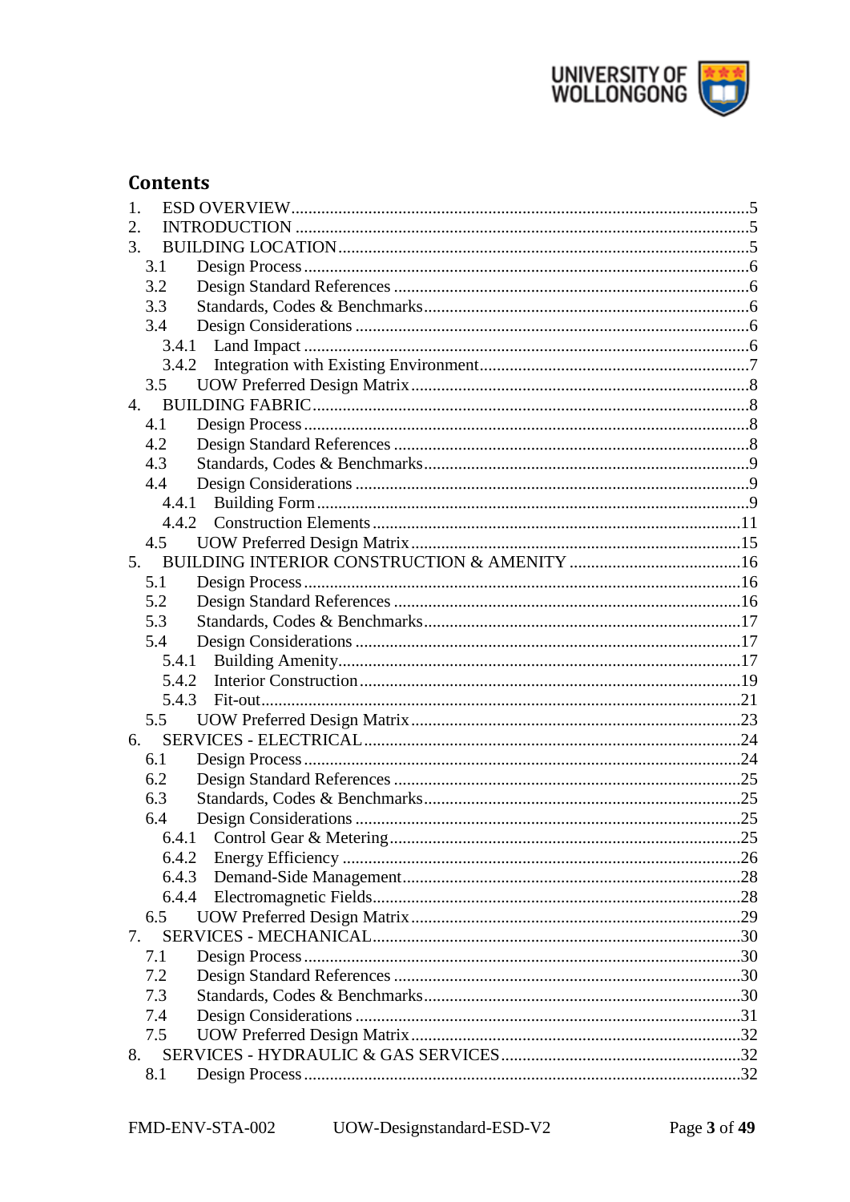# Contents

1. ESD OVERVIEW ........................................................................................................5
2. INTRODUCTION ........................................................................................................5
3. BUILDING LOCATION ..............................................................................................5
   - 3.1 Design Process ......................................................................................................6
   - 3.2 Design Standard References .................................................................................6
   - 3.3 Standards, Codes & Benchmarks ..........................................................................6
   - 3.4 Design Considerations ..........................................................................................6
     - 3.4.1 Land Impact ....................................................................................................6
     - 3.4.2 Integration with Existing Environment..............................................................7
   - 3.5 UOW Preferred Design Matrix ..............................................................................8
4. BUILDING FABRIC....................................................................................................8
   - 4.1 Design Process ......................................................................................................8
   - 4.2 Design Standard References .................................................................................8
   - 4.3 Standards, Codes & Benchmarks ..........................................................................9
   - 4.4 Design Considerations ..........................................................................................9
     - 4.4.1 Building Form ..................................................................................................9
     - 4.4.2 Construction Elements ....................................................................................11
   - 4.5 UOW Preferred Design Matrix ............................................................................15
5. BUILDING INTERIOR CONSTRUCTION & AMENITY .........................................16
   - 5.1 Design Process ....................................................................................................16
   - 5.2 Design Standard References ...............................................................................16
   - 5.3 Standards, Codes & Benchmarks ........................................................................17
   - 5.4 Design Considerations ........................................................................................17
     - 5.4.1 Building Amenity............................................................................................17
     - 5.4.2 Interior Construction.......................................................................................19
     - 5.4.3 Fit-out..............................................................................................................21
   - 5.5 UOW Preferred Design Matrix ............................................................................23
6. SERVICES - ELECTRICAL .......................................................................................24
   - 6.1 Design Process ....................................................................................................24
   - 6.2 Design Standard References ...............................................................................25
   - 6.3 Standards, Codes & Benchmarks ........................................................................25
   - 6.4 Design Considerations ........................................................................................25
     - 6.4.1 Control Gear & Metering ................................................................................25
     - 6.4.2 Energy Efficiency ...........................................................................................26
     - 6.4.3 Demand-Side Management.............................................................................28
     - 6.4.4 Electromagnetic Fields....................................................................................28
   - 6.5 UOW Preferred Design Matrix ............................................................................29
7. SERVICES - MECHANICAL.....................................................................................30
   - 7.1 Design Process ....................................................................................................30
   - 7.2 Design Standard References ...............................................................................30
   - 7.3 Standards, Codes & Benchmarks ........................................................................30
   - 7.4 Design Considerations ........................................................................................31
   - 7.5 UOW Preferred Design Matrix ............................................................................32
8. SERVICES - HYDRAULIC & GAS SERVICES .........................................................32
   - 8.1 Design Process ....................................................................................................32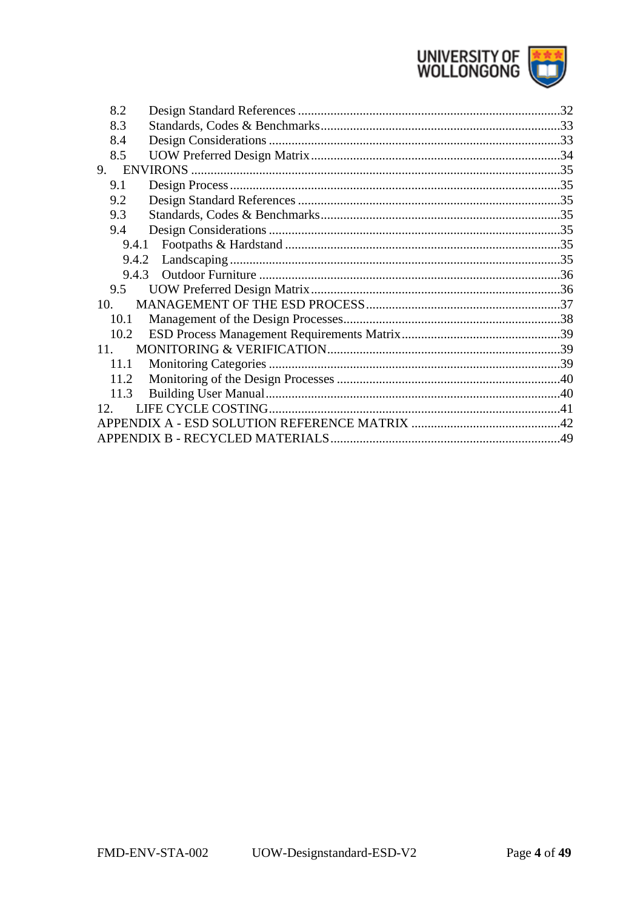- 8.2 Design Standard References ..... 32
- 8.3 Standards, Codes & Benchmarks ..... 33
- 8.4 Design Considerations ..... 33
- 8.5 UOW Preferred Design Matrix ..... 34

9. ENVIRONS ..... 35
   - 9.1 Design Process ..... 35
   - 9.2 Design Standard References ..... 35
   - 9.3 Standards, Codes & Benchmarks ..... 35
   - 9.4 Design Considerations ..... 35
     - 9.4.1 Footpaths & Hardstand ..... 35
     - 9.4.2 Landscaping ..... 35
     - 9.4.3 Outdoor Furniture ..... 36
   - 9.5 UOW Preferred Design Matrix ..... 36

10. MANAGEMENT OF THE ESD PROCESS ..... 37
    - 10.1 Management of the Design Processes ..... 38
    - 10.2 ESD Process Management Requirements Matrix ..... 39

11. MONITORING & VERIFICATION ..... 39
    - 11.1 Monitoring Categories ..... 39
    - 11.2 Monitoring of the Design Processes ..... 40
    - 11.3 Building User Manual ..... 40

12. LIFE CYCLE COSTING ..... 41

APPENDIX A - ESD SOLUTION REFERENCE MATRIX ..... 42

APPENDIX B - RECYCLED MATERIALS ..... 49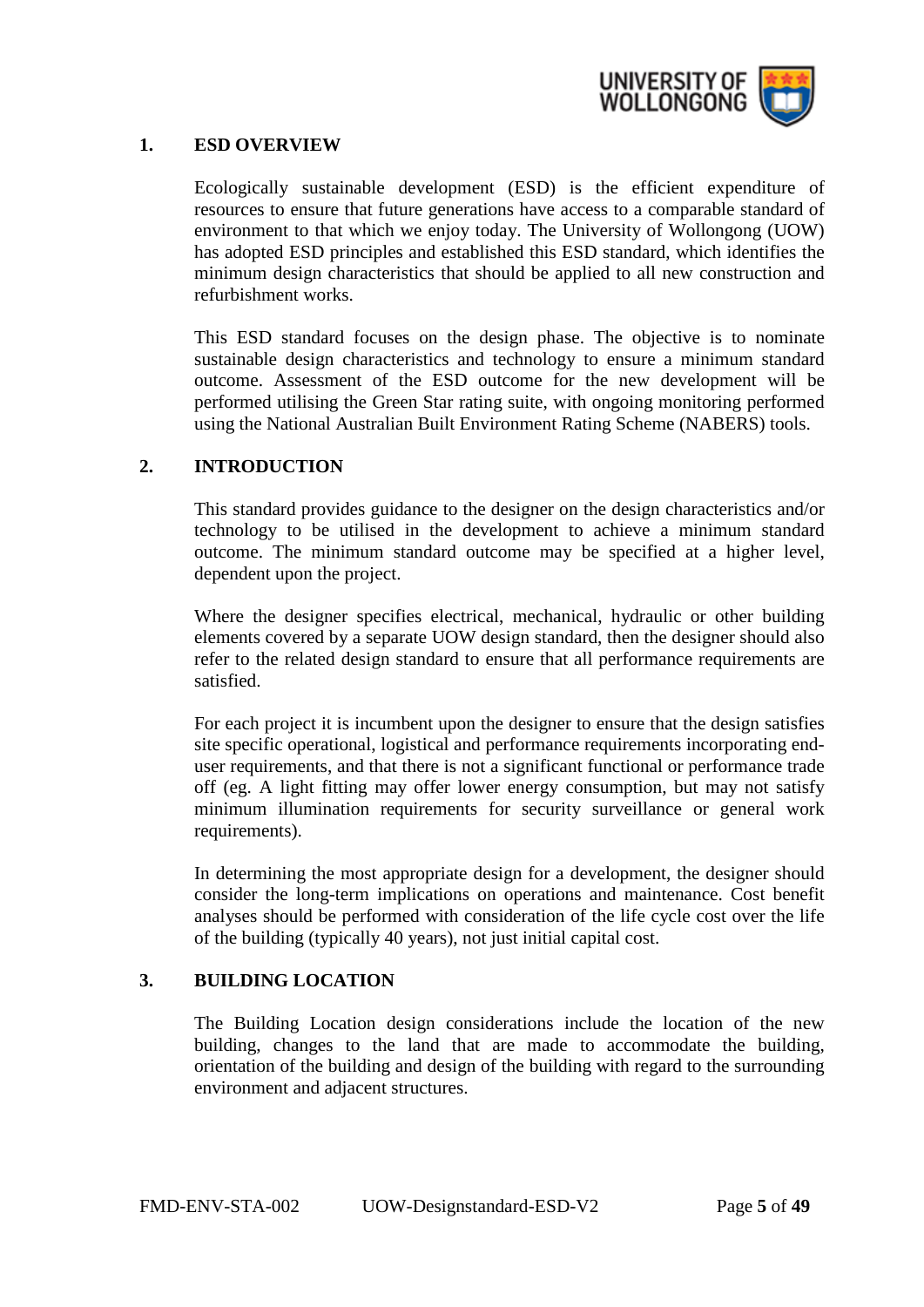## 1. ESD OVERVIEW

Ecologically sustainable development (ESD) is the efficient expenditure of resources to ensure that future generations have access to a comparable standard of environment to that which we enjoy today. The University of Wollongong (UOW) has adopted ESD principles and established this ESD standard, which identifies the minimum design characteristics that should be applied to all new construction and refurbishment works.

This ESD standard focuses on the design phase. The objective is to nominate sustainable design characteristics and technology to ensure a minimum standard outcome. Assessment of the ESD outcome for the new development will be performed utilising the Green Star rating suite, with ongoing monitoring performed using the National Australian Built Environment Rating Scheme (NABERS) tools.

## 2. INTRODUCTION

This standard provides guidance to the designer on the design characteristics and/or technology to be utilised in the development to achieve a minimum standard outcome. The minimum standard outcome may be specified at a higher level, dependent upon the project.

Where the designer specifies electrical, mechanical, hydraulic or other building elements covered by a separate UOW design standard, then the designer should also refer to the related design standard to ensure that all performance requirements are satisfied.

For each project it is incumbent upon the designer to ensure that the design satisfies site specific operational, logistical and performance requirements incorporating end-user requirements, and that there is not a significant functional or performance trade off (eg. A light fitting may offer lower energy consumption, but may not satisfy minimum illumination requirements for security surveillance or general work requirements).

In determining the most appropriate design for a development, the designer should consider the long-term implications on operations and maintenance. Cost benefit analyses should be performed with consideration of the life cycle cost over the life of the building (typically 40 years), not just initial capital cost.

## 3. BUILDING LOCATION

The Building Location design considerations include the location of the new building, changes to the land that are made to accommodate the building, orientation of the building and design of the building with regard to the surrounding environment and adjacent structures.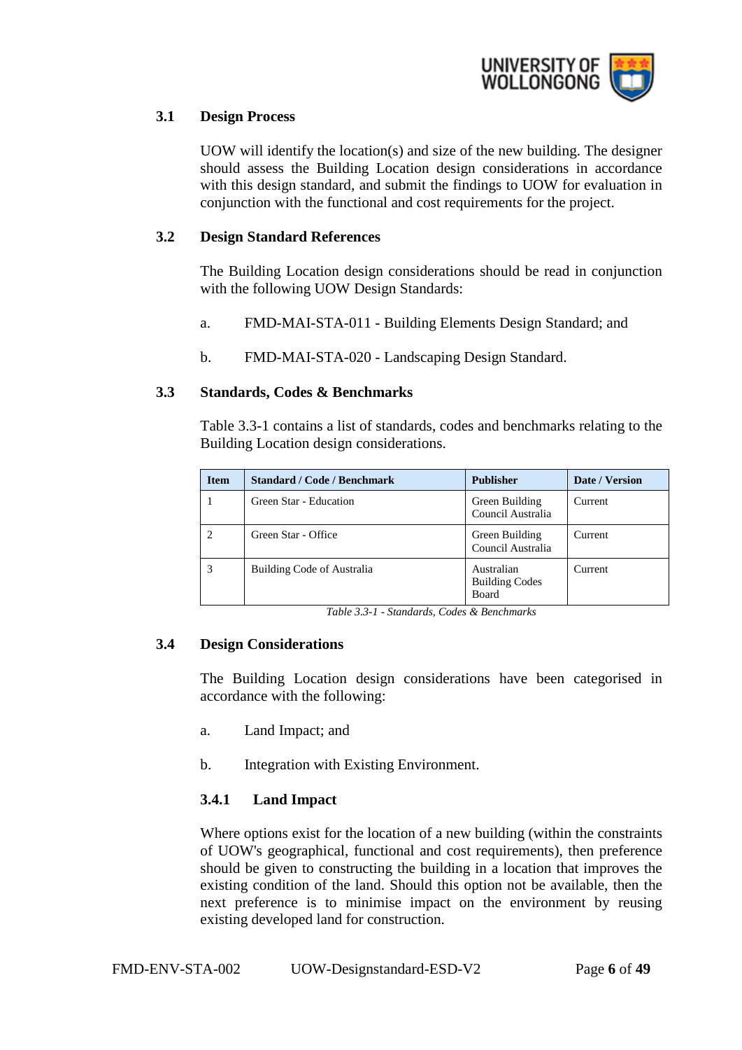### 3.1 Design Process

UOW will identify the location(s) and size of the new building. The designer should assess the Building Location design considerations in accordance with this design standard, and submit the findings to UOW for evaluation in conjunction with the functional and cost requirements for the project.

### 3.2 Design Standard References

The Building Location design considerations should be read in conjunction with the following UOW Design Standards:

a. FMD-MAI-STA-011 - Building Elements Design Standard; and

b. FMD-MAI-STA-020 - Landscaping Design Standard.

### 3.3 Standards, Codes & Benchmarks

Table 3.3-1 contains a list of standards, codes and benchmarks relating to the Building Location design considerations.

| Item | Standard / Code / Benchmark | Publisher | Date / Version |
|---|---|---|---|
| 1 | Green Star - Education | Green Building Council Australia | Current |
| 2 | Green Star - Office | Green Building Council Australia | Current |
| 3 | Building Code of Australia | Australian Building Codes Board | Current |

*Table 3.3-1 - Standards, Codes & Benchmarks*

### 3.4 Design Considerations

The Building Location design considerations have been categorised in accordance with the following:

a. Land Impact; and

b. Integration with Existing Environment.

#### 3.4.1 Land Impact

Where options exist for the location of a new building (within the constraints of UOW's geographical, functional and cost requirements), then preference should be given to constructing the building in a location that improves the existing condition of the land. Should this option not be available, then the next preference is to minimise impact on the environment by reusing existing developed land for construction.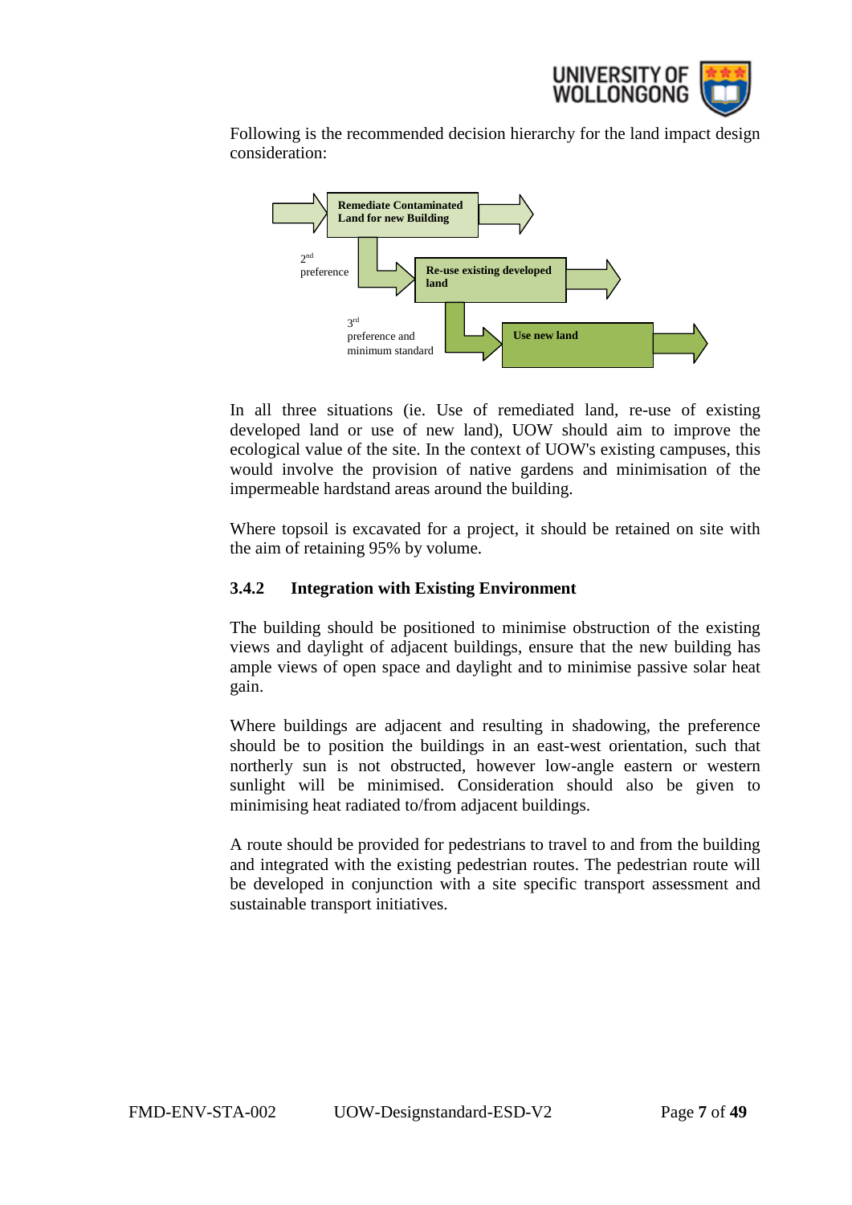Following is the recommended decision hierarchy for the land impact design consideration:

**Remediate Contaminated Land for new Building**

2nd preference

**Re-use existing developed land**

3rd preference and minimum standard

**Use new land**

In all three situations (ie. Use of remediated land, re-use of existing developed land or use of new land), UOW should aim to improve the ecological value of the site. In the context of UOW's existing campuses, this would involve the provision of native gardens and minimisation of the impermeable hardstand areas around the building.

Where topsoil is excavated for a project, it should be retained on site with the aim of retaining 95% by volume.

### 3.4.2 Integration with Existing Environment

The building should be positioned to minimise obstruction of the existing views and daylight of adjacent buildings, ensure that the new building has ample views of open space and daylight and to minimise passive solar heat gain.

Where buildings are adjacent and resulting in shadowing, the preference should be to position the buildings in an east-west orientation, such that northerly sun is not obstructed, however low-angle eastern or western sunlight will be minimised. Consideration should also be given to minimising heat radiated to/from adjacent buildings.

A route should be provided for pedestrians to travel to and from the building and integrated with the existing pedestrian routes. The pedestrian route will be developed in conjunction with a site specific transport assessment and sustainable transport initiatives.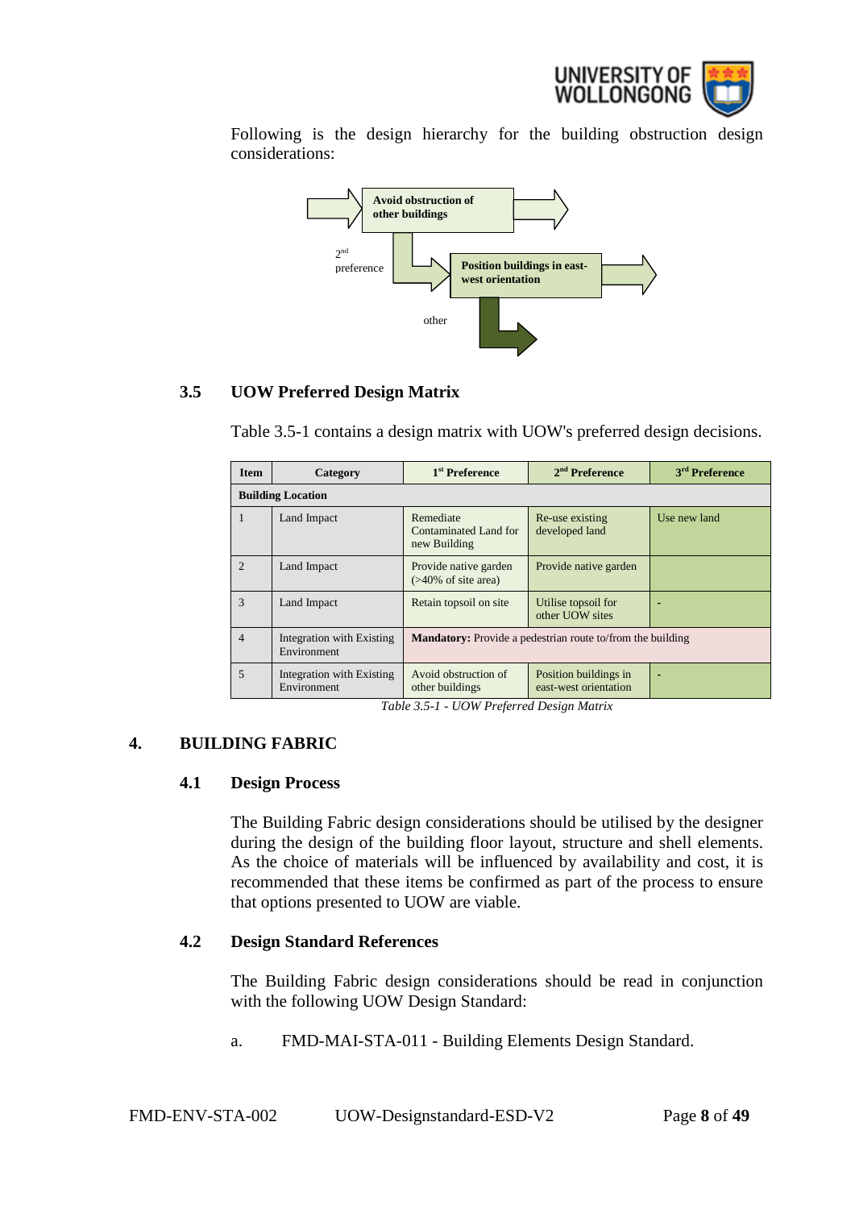Following is the design hierarchy for the building obstruction design considerations:

Avoid obstruction of other buildings

2nd preference

Position buildings in east-west orientation

other

## 3.5 UOW Preferred Design Matrix

Table 3.5-1 contains a design matrix with UOW's preferred design decisions.

| Item | Category | 1st Preference | 2nd Preference | 3rd Preference |
|---|---|---|---|---|
| **Building Location** | | | | |
| 1 | Land Impact | Remediate Contaminated Land for new Building | Re-use existing developed land | Use new land |
| 2 | Land Impact | Provide native garden (>40% of site area) | Provide native garden | |
| 3 | Land Impact | Retain topsoil on site | Utilise topsoil for other UOW sites | - |
| 4 | Integration with Existing Environment | **Mandatory:** Provide a pedestrian route to/from the building | | |
| 5 | Integration with Existing Environment | Avoid obstruction of other buildings | Position buildings in east-west orientation | - |

*Table 3.5-1 - UOW Preferred Design Matrix*

# 4. BUILDING FABRIC

## 4.1 Design Process

The Building Fabric design considerations should be utilised by the designer during the design of the building floor layout, structure and shell elements. As the choice of materials will be influenced by availability and cost, it is recommended that these items be confirmed as part of the process to ensure that options presented to UOW are viable.

## 4.2 Design Standard References

The Building Fabric design considerations should be read in conjunction with the following UOW Design Standard:

a. FMD-MAI-STA-011 - Building Elements Design Standard.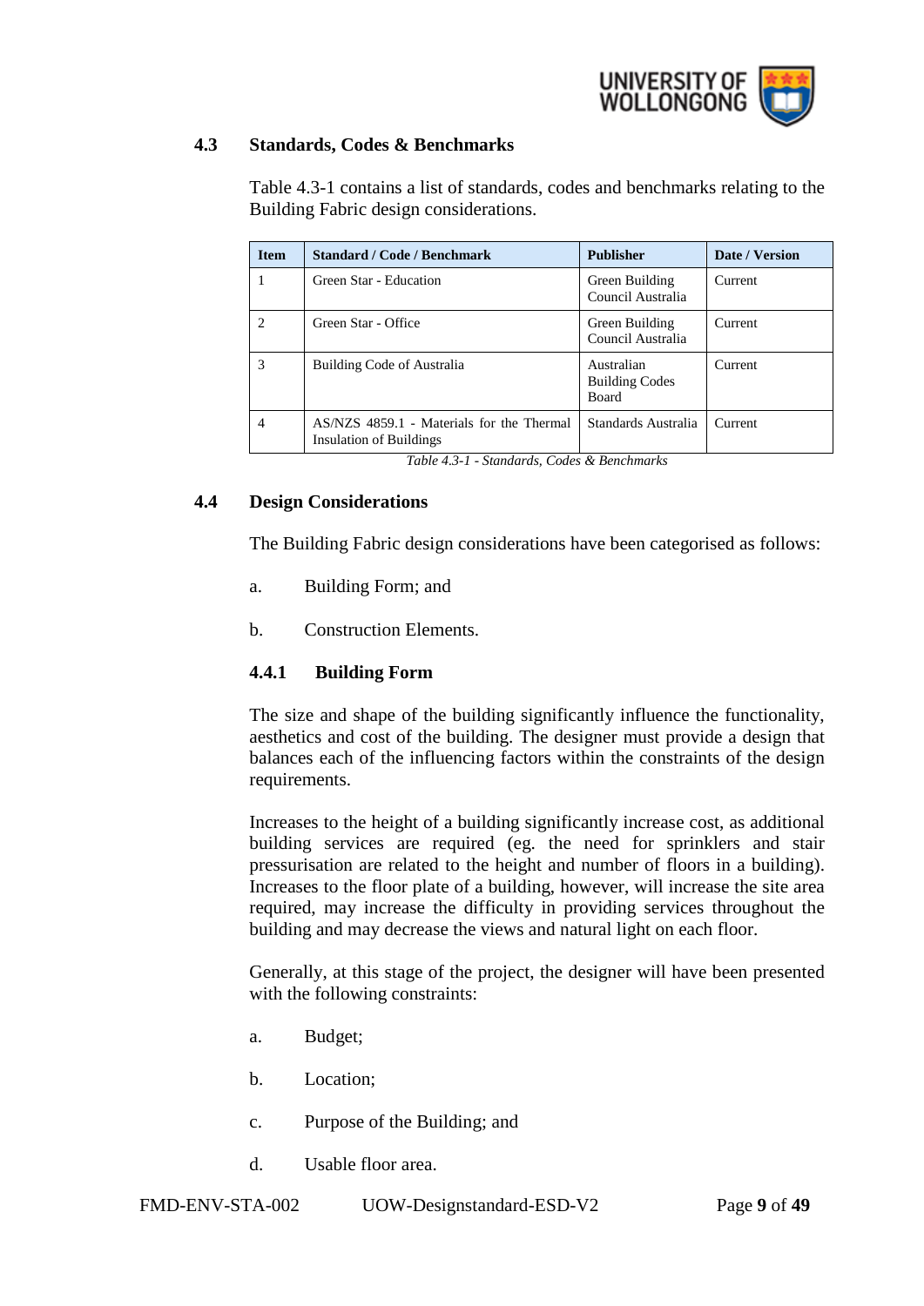### 4.3 Standards, Codes & Benchmarks

Table 4.3-1 contains a list of standards, codes and benchmarks relating to the Building Fabric design considerations.

| Item | Standard / Code / Benchmark | Publisher | Date / Version |
|---|---|---|---|
| 1 | Green Star - Education | Green Building Council Australia | Current |
| 2 | Green Star - Office | Green Building Council Australia | Current |
| 3 | Building Code of Australia | Australian Building Codes Board | Current |
| 4 | AS/NZS 4859.1 - Materials for the Thermal Insulation of Buildings | Standards Australia | Current |

*Table 4.3-1 - Standards, Codes & Benchmarks*

### 4.4 Design Considerations

The Building Fabric design considerations have been categorised as follows:

a. Building Form; and

b. Construction Elements.

#### 4.4.1 Building Form

The size and shape of the building significantly influence the functionality, aesthetics and cost of the building. The designer must provide a design that balances each of the influencing factors within the constraints of the design requirements.

Increases to the height of a building significantly increase cost, as additional building services are required (eg. the need for sprinklers and stair pressurisation are related to the height and number of floors in a building). Increases to the floor plate of a building, however, will increase the site area required, may increase the difficulty in providing services throughout the building and may decrease the views and natural light on each floor.

Generally, at this stage of the project, the designer will have been presented with the following constraints:

a. Budget;

b. Location;

c. Purpose of the Building; and

d. Usable floor area.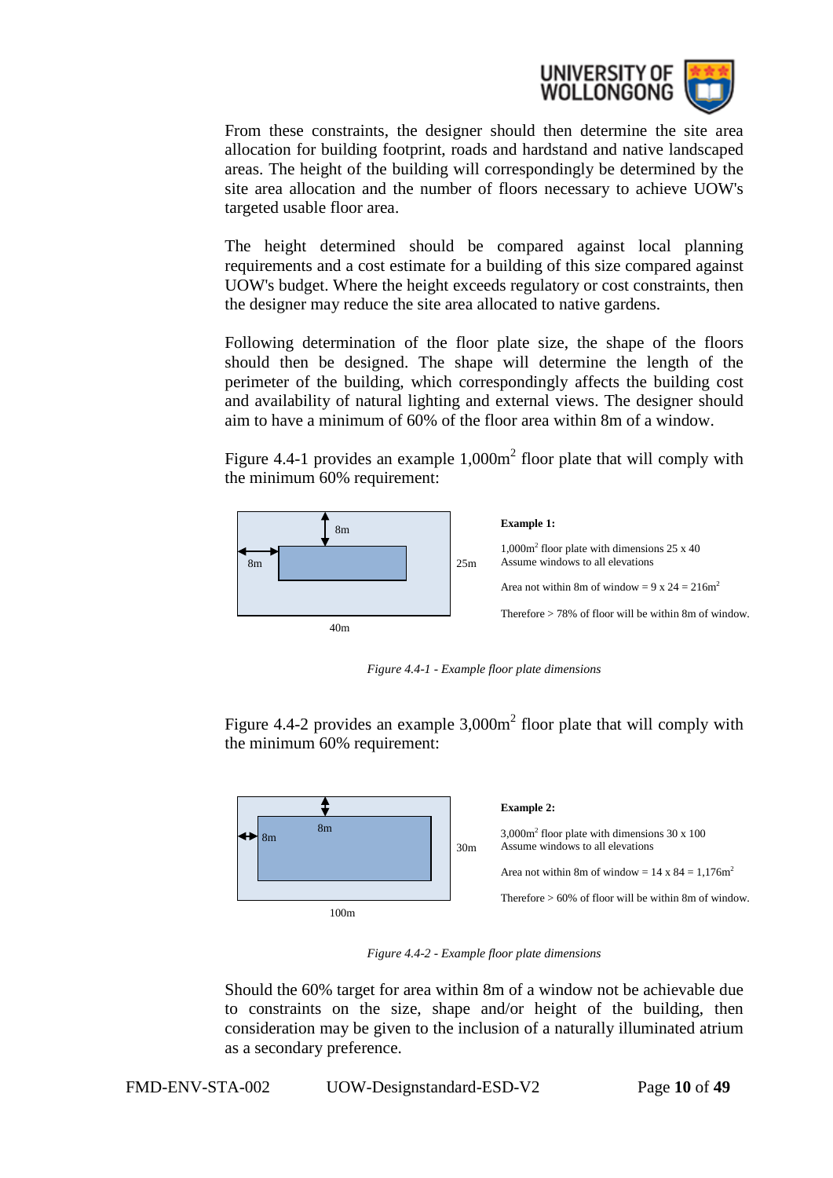From these constraints, the designer should then determine the site area allocation for building footprint, roads and hardstand and native landscaped areas. The height of the building will correspondingly be determined by the site area allocation and the number of floors necessary to achieve UOW's targeted usable floor area.

The height determined should be compared against local planning requirements and a cost estimate for a building of this size compared against UOW's budget. Where the height exceeds regulatory or cost constraints, then the designer may reduce the site area allocated to native gardens.

Following determination of the floor plate size, the shape of the floors should then be designed. The shape will determine the length of the perimeter of the building, which correspondingly affects the building cost and availability of natural lighting and external views. The designer should aim to have a minimum of 60% of the floor area within 8m of a window.

Figure 4.4-1 provides an example 1,000m$^2$ floor plate that will comply with the minimum 60% requirement:

8m

8m

25m

40m

**Example 1:**

1,000m$^2$ floor plate with dimensions 25 x 40
Assume windows to all elevations

Area not within 8m of window = 9 x 24 = 216m$^2$

Therefore > 78% of floor will be within 8m of window.

*Figure 4.4-1 - Example floor plate dimensions*

Figure 4.4-2 provides an example 3,000m$^2$ floor plate that will comply with the minimum 60% requirement:

8m

8m

30m

100m

**Example 2:**

3,000m$^2$ floor plate with dimensions 30 x 100
Assume windows to all elevations

Area not within 8m of window = 14 x 84 = 1,176m$^2$

Therefore > 60% of floor will be within 8m of window.

*Figure 4.4-2 - Example floor plate dimensions*

Should the 60% target for area within 8m of a window not be achievable due to constraints on the size, shape and/or height of the building, then consideration may be given to the inclusion of a naturally illuminated atrium as a secondary preference.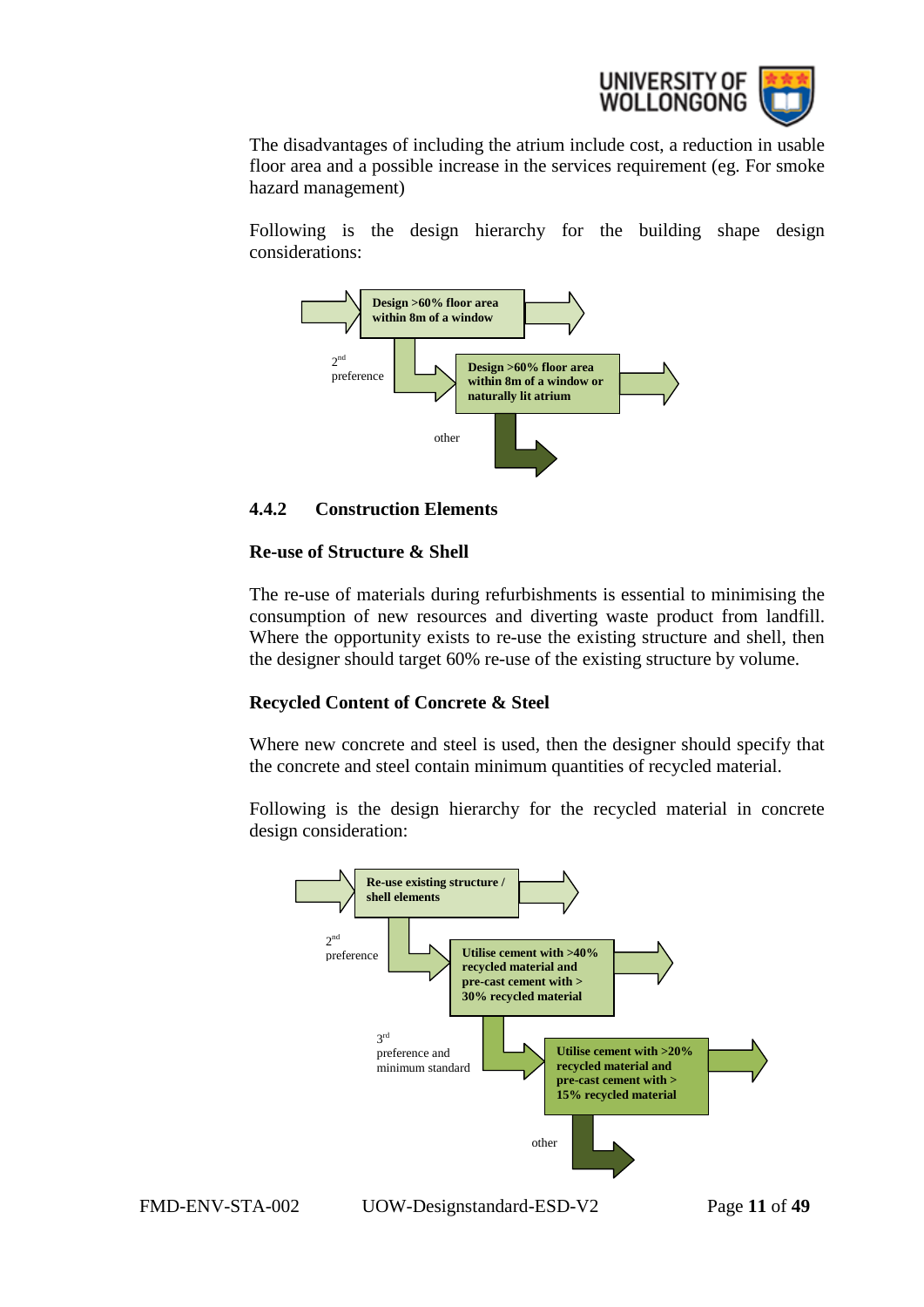The disadvantages of including the atrium include cost, a reduction in usable floor area and a possible increase in the services requirement (eg. For smoke hazard management)

Following is the design hierarchy for the building shape design considerations:

**Design >60% floor area within 8m of a window**

2nd preference

**Design >60% floor area within 8m of a window or naturally lit atrium**

other

### 4.4.2 Construction Elements

**Re-use of Structure & Shell**

The re-use of materials during refurbishments is essential to minimising the consumption of new resources and diverting waste product from landfill. Where the opportunity exists to re-use the existing structure and shell, then the designer should target 60% re-use of the existing structure by volume.

**Recycled Content of Concrete & Steel**

Where new concrete and steel is used, then the designer should specify that the concrete and steel contain minimum quantities of recycled material.

Following is the design hierarchy for the recycled material in concrete design consideration:

**Re-use existing structure / shell elements**

2nd preference

**Utilise cement with >40% recycled material and pre-cast cement with > 30% recycled material**

3rd preference and minimum standard

**Utilise cement with >20% recycled material and pre-cast cement with > 15% recycled material**

other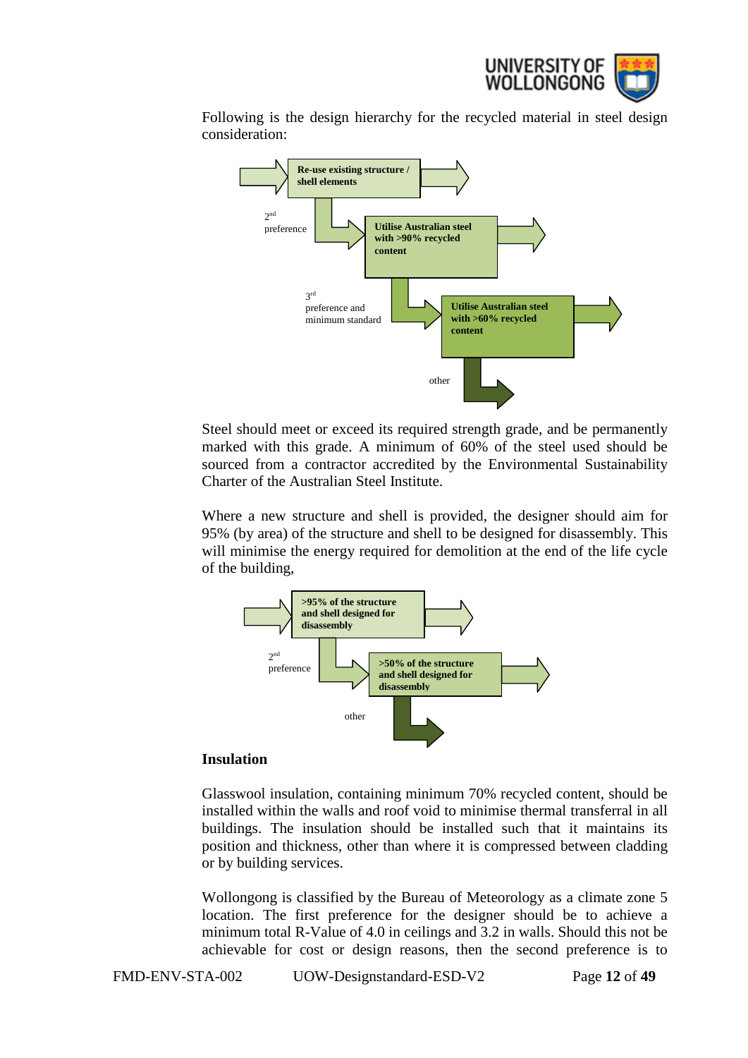Following is the design hierarchy for the recycled material in steel design consideration:

Re-use existing structure / shell elements

2nd preference

Utilise Australian steel with >90% recycled content

3rd preference and minimum standard

Utilise Australian steel with >60% recycled content

other

Steel should meet or exceed its required strength grade, and be permanently marked with this grade. A minimum of 60% of the steel used should be sourced from a contractor accredited by the Environmental Sustainability Charter of the Australian Steel Institute.

Where a new structure and shell is provided, the designer should aim for 95% (by area) of the structure and shell to be designed for disassembly. This will minimise the energy required for demolition at the end of the life cycle of the building,

>95% of the structure and shell designed for disassembly

2nd preference

>50% of the structure and shell designed for disassembly

other

**Insulation**

Glasswool insulation, containing minimum 70% recycled content, should be installed within the walls and roof void to minimise thermal transferral in all buildings. The insulation should be installed such that it maintains its position and thickness, other than where it is compressed between cladding or by building services.

Wollongong is classified by the Bureau of Meteorology as a climate zone 5 location. The first preference for the designer should be to achieve a minimum total R-Value of 4.0 in ceilings and 3.2 in walls. Should this not be achievable for cost or design reasons, then the second preference is to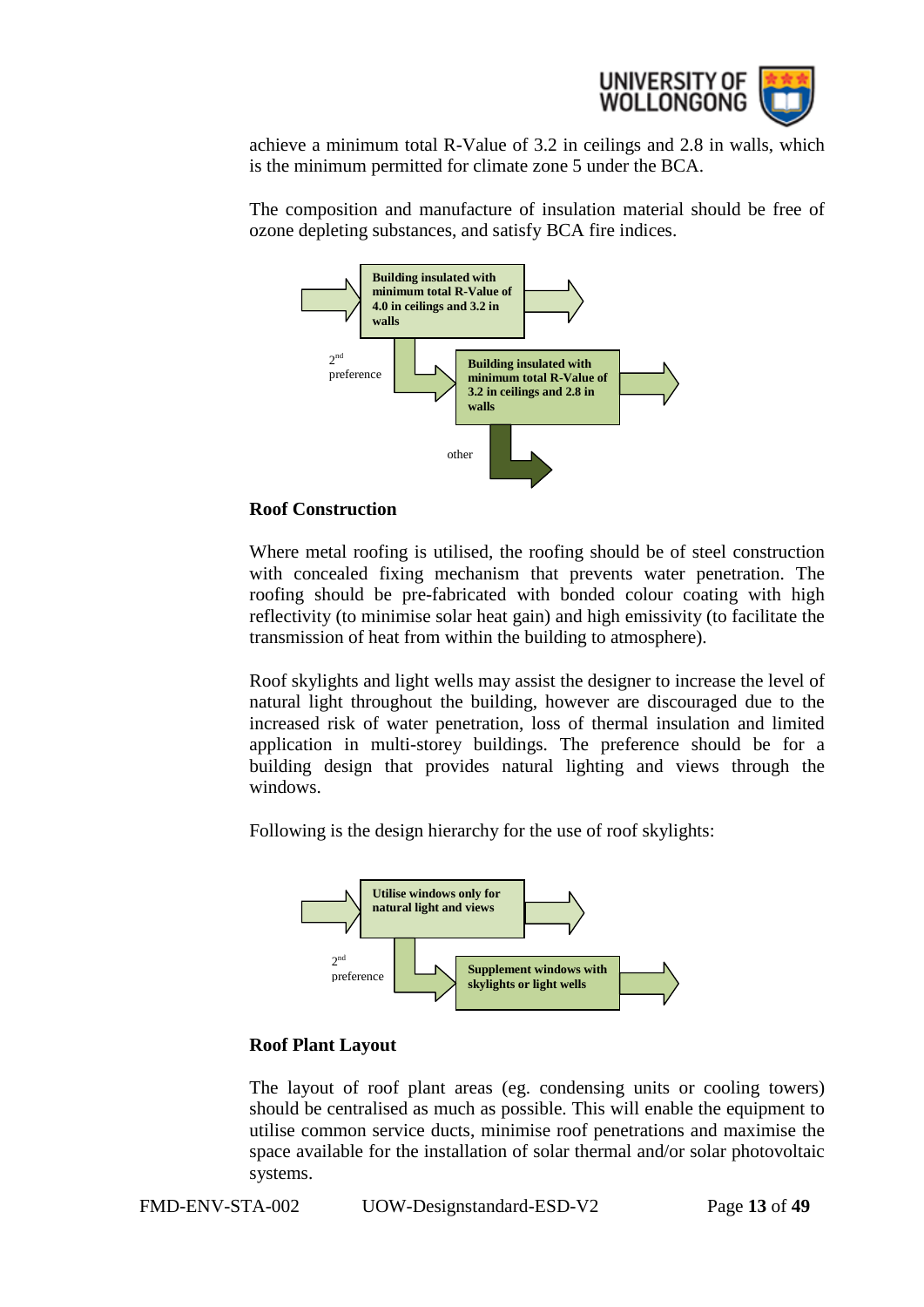achieve a minimum total R-Value of 3.2 in ceilings and 2.8 in walls, which is the minimum permitted for climate zone 5 under the BCA.

The composition and manufacture of insulation material should be free of ozone depleting substances, and satisfy BCA fire indices.

**Building insulated with minimum total R-Value of 4.0 in ceilings and 3.2 in walls**

2nd preference

**Building insulated with minimum total R-Value of 3.2 in ceilings and 2.8 in walls**

other

## Roof Construction

Where metal roofing is utilised, the roofing should be of steel construction with concealed fixing mechanism that prevents water penetration. The roofing should be pre-fabricated with bonded colour coating with high reflectivity (to minimise solar heat gain) and high emissivity (to facilitate the transmission of heat from within the building to atmosphere).

Roof skylights and light wells may assist the designer to increase the level of natural light throughout the building, however are discouraged due to the increased risk of water penetration, loss of thermal insulation and limited application in multi-storey buildings. The preference should be for a building design that provides natural lighting and views through the windows.

Following is the design hierarchy for the use of roof skylights:

**Utilise windows only for natural light and views**

2nd preference

**Supplement windows with skylights or light wells**

## Roof Plant Layout

The layout of roof plant areas (eg. condensing units or cooling towers) should be centralised as much as possible. This will enable the equipment to utilise common service ducts, minimise roof penetrations and maximise the space available for the installation of solar thermal and/or solar photovoltaic systems.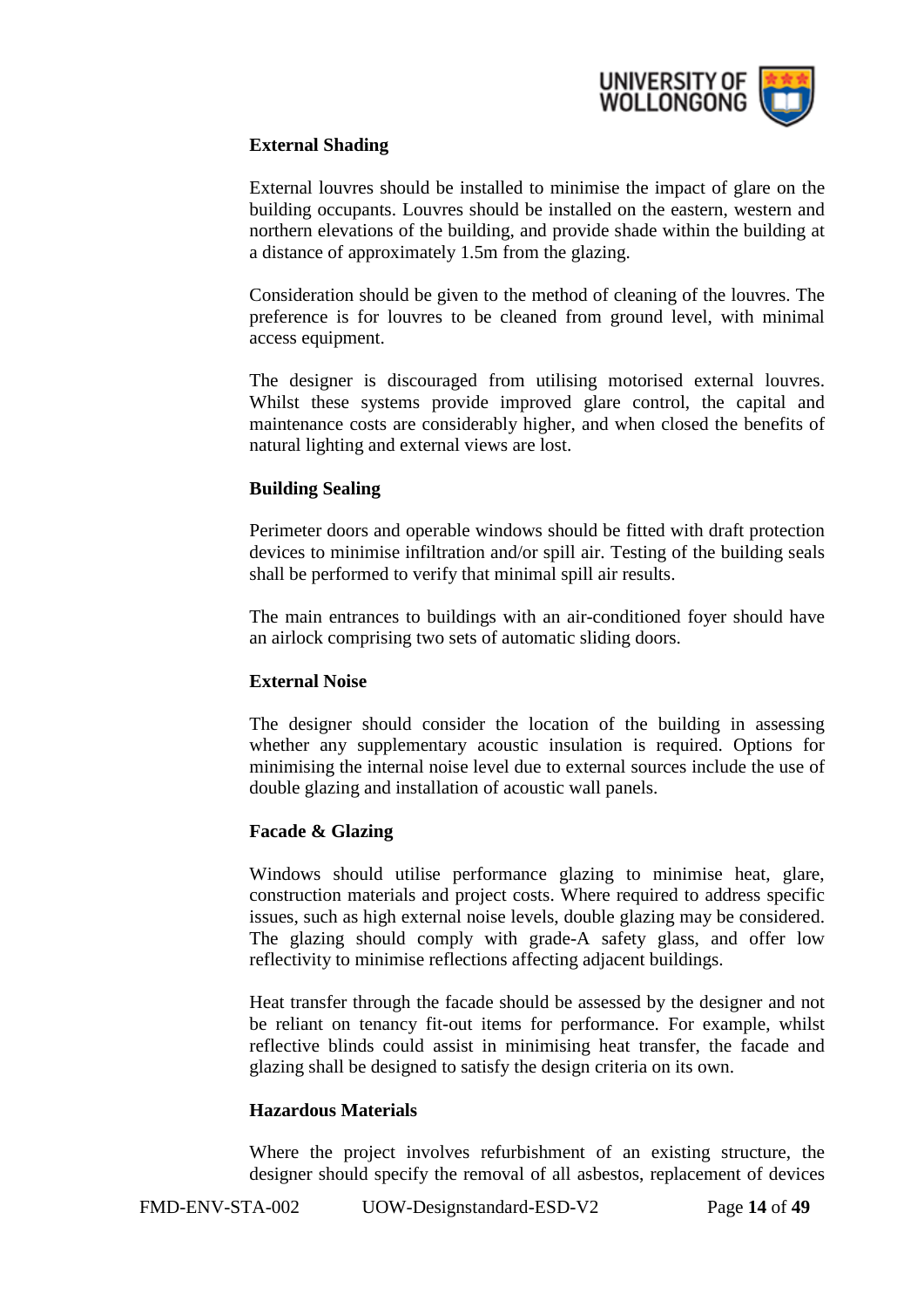### External Shading

External louvres should be installed to minimise the impact of glare on the building occupants. Louvres should be installed on the eastern, western and northern elevations of the building, and provide shade within the building at a distance of approximately 1.5m from the glazing.

Consideration should be given to the method of cleaning of the louvres. The preference is for louvres to be cleaned from ground level, with minimal access equipment.

The designer is discouraged from utilising motorised external louvres. Whilst these systems provide improved glare control, the capital and maintenance costs are considerably higher, and when closed the benefits of natural lighting and external views are lost.

### Building Sealing

Perimeter doors and operable windows should be fitted with draft protection devices to minimise infiltration and/or spill air. Testing of the building seals shall be performed to verify that minimal spill air results.

The main entrances to buildings with an air-conditioned foyer should have an airlock comprising two sets of automatic sliding doors.

### External Noise

The designer should consider the location of the building in assessing whether any supplementary acoustic insulation is required. Options for minimising the internal noise level due to external sources include the use of double glazing and installation of acoustic wall panels.

### Facade & Glazing

Windows should utilise performance glazing to minimise heat, glare, construction materials and project costs. Where required to address specific issues, such as high external noise levels, double glazing may be considered. The glazing should comply with grade-A safety glass, and offer low reflectivity to minimise reflections affecting adjacent buildings.

Heat transfer through the facade should be assessed by the designer and not be reliant on tenancy fit-out items for performance. For example, whilst reflective blinds could assist in minimising heat transfer, the facade and glazing shall be designed to satisfy the design criteria on its own.

### Hazardous Materials

Where the project involves refurbishment of an existing structure, the designer should specify the removal of all asbestos, replacement of devices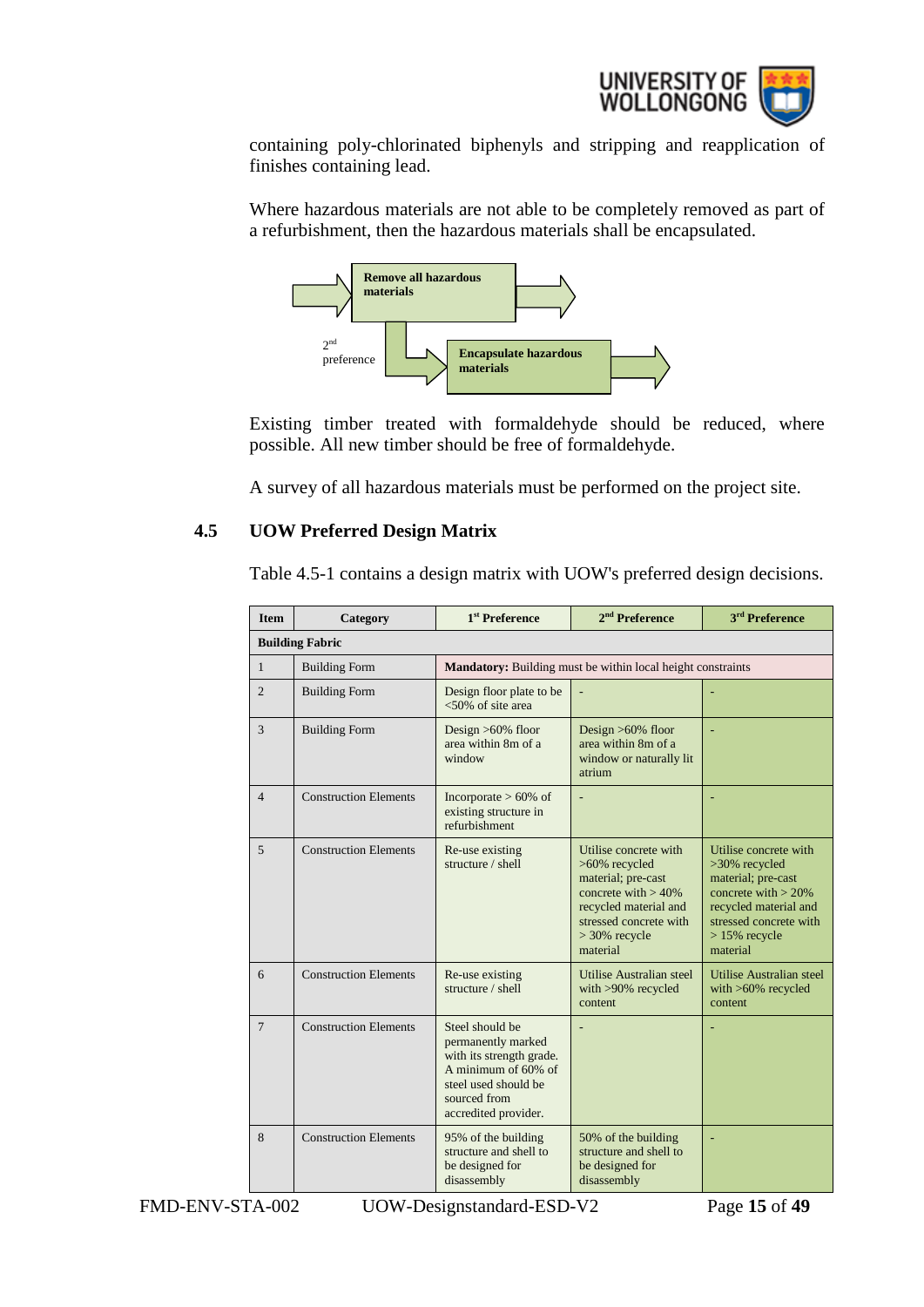containing poly-chlorinated biphenyls and stripping and reapplication of finishes containing lead.

Where hazardous materials are not able to be completely removed as part of a refurbishment, then the hazardous materials shall be encapsulated.

**Remove all hazardous materials**

2nd preference

**Encapsulate hazardous materials**

Existing timber treated with formaldehyde should be reduced, where possible. All new timber should be free of formaldehyde.

A survey of all hazardous materials must be performed on the project site.

## 4.5 UOW Preferred Design Matrix

Table 4.5-1 contains a design matrix with UOW's preferred design decisions.

| Item | Category | 1st Preference | 2nd Preference | 3rd Preference |
|---|---|---|---|---|
| **Building Fabric** | | | | |
| 1 | Building Form | **Mandatory:** Building must be within local height constraints | | |
| 2 | Building Form | Design floor plate to be <50% of site area | - | - |
| 3 | Building Form | Design >60% floor area within 8m of a window | Design >60% floor area within 8m of a window or naturally lit atrium | - |
| 4 | Construction Elements | Incorporate > 60% of existing structure in refurbishment | - | - |
| 5 | Construction Elements | Re-use existing structure / shell | Utilise concrete with >60% recycled material; pre-cast concrete with > 40% recycled material and stressed concrete with > 30% recycle material | Utilise concrete with >30% recycled material; pre-cast concrete with > 20% recycled material and stressed concrete with > 15% recycle material |
| 6 | Construction Elements | Re-use existing structure / shell | Utilise Australian steel with >90% recycled content | Utilise Australian steel with >60% recycled content |
| 7 | Construction Elements | Steel should be permanently marked with its strength grade. A minimum of 60% of steel used should be sourced from accredited provider. | - | - |
| 8 | Construction Elements | 95% of the building structure and shell to be designed for disassembly | 50% of the building structure and shell to be designed for disassembly | - |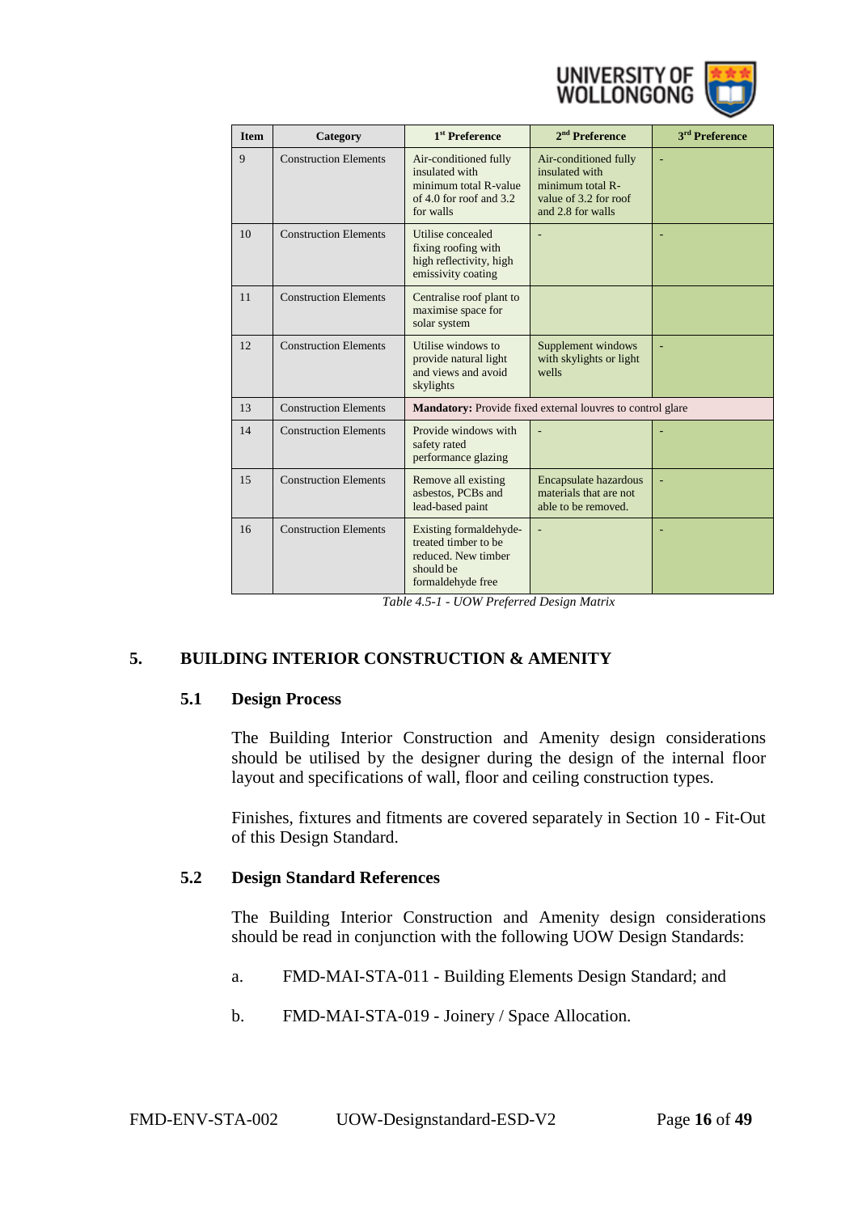| Item | Category | 1st Preference | 2nd Preference | 3rd Preference |
|---|---|---|---|---|
| 9 | Construction Elements | Air-conditioned fully insulated with minimum total R-value of 4.0 for roof and 3.2 for walls | Air-conditioned fully insulated with minimum total R-value of 3.2 for roof and 2.8 for walls | - |
| 10 | Construction Elements | Utilise concealed fixing roofing with high reflectivity, high emissivity coating | - | - |
| 11 | Construction Elements | Centralise roof plant to maximise space for solar system | | |
| 12 | Construction Elements | Utilise windows to provide natural light and views and avoid skylights | Supplement windows with skylights or light wells | - |
| 13 | Construction Elements | **Mandatory:** Provide fixed external louvres to control glare | | |
| 14 | Construction Elements | Provide windows with safety rated performance glazing | - | - |
| 15 | Construction Elements | Remove all existing asbestos, PCBs and lead-based paint | Encapsulate hazardous materials that are not able to be removed. | - |
| 16 | Construction Elements | Existing formaldehyde-treated timber to be reduced. New timber should be formaldehyde free | - | - |

*Table 4.5-1 - UOW Preferred Design Matrix*

# 5. BUILDING INTERIOR CONSTRUCTION & AMENITY

## 5.1 Design Process

The Building Interior Construction and Amenity design considerations should be utilised by the designer during the design of the internal floor layout and specifications of wall, floor and ceiling construction types.

Finishes, fixtures and fitments are covered separately in Section 10 - Fit-Out of this Design Standard.

## 5.2 Design Standard References

The Building Interior Construction and Amenity design considerations should be read in conjunction with the following UOW Design Standards:

a. FMD-MAI-STA-011 - Building Elements Design Standard; and

b. FMD-MAI-STA-019 - Joinery / Space Allocation.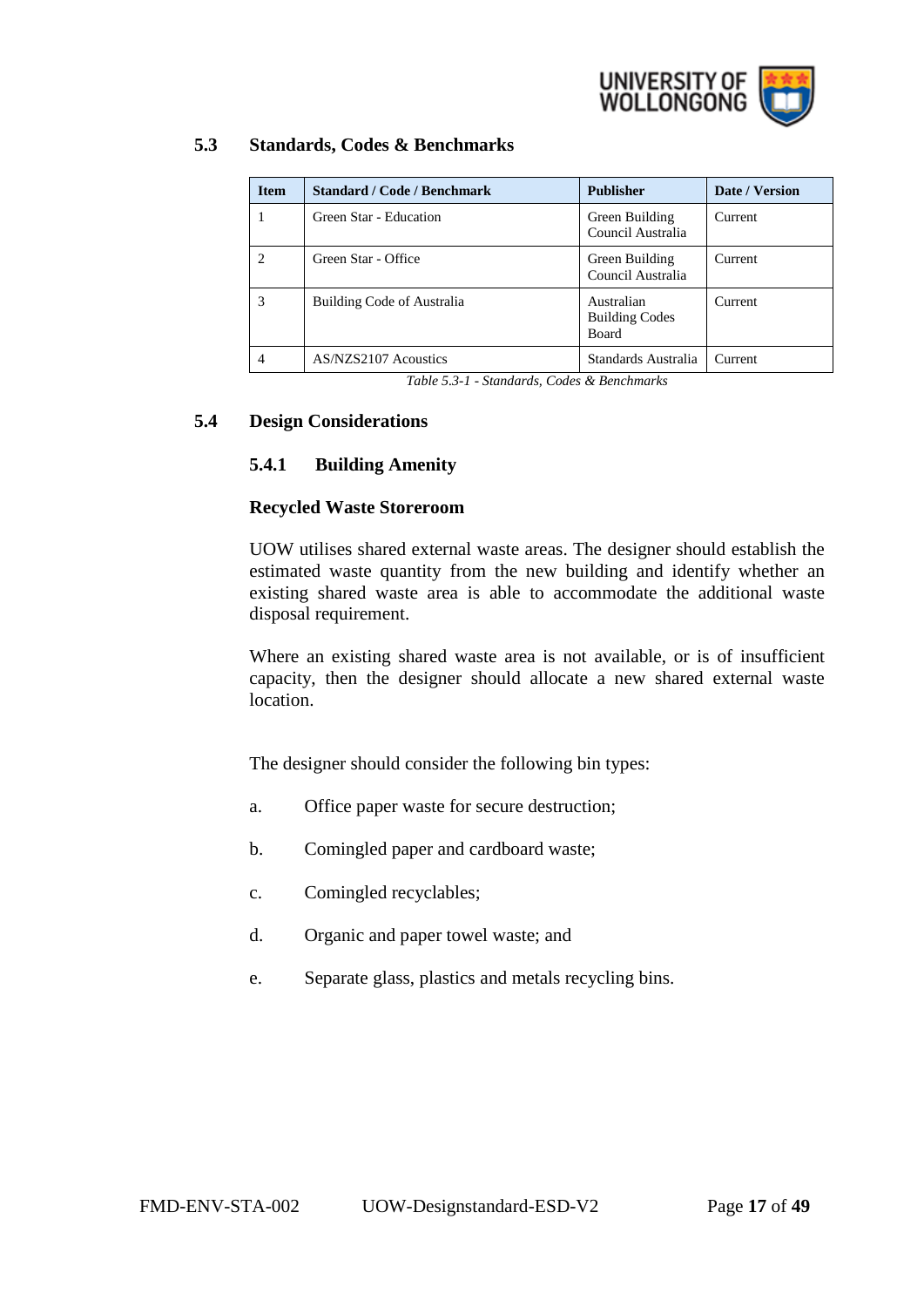## 5.3 Standards, Codes & Benchmarks

| Item | Standard / Code / Benchmark | Publisher | Date / Version |
|---|---|---|---|
| 1 | Green Star - Education | Green Building Council Australia | Current |
| 2 | Green Star - Office | Green Building Council Australia | Current |
| 3 | Building Code of Australia | Australian Building Codes Board | Current |
| 4 | AS/NZS2107 Acoustics | Standards Australia | Current |

*Table 5.3-1 - Standards, Codes & Benchmarks*

## 5.4 Design Considerations

### 5.4.1 Building Amenity

**Recycled Waste Storeroom**

UOW utilises shared external waste areas. The designer should establish the estimated waste quantity from the new building and identify whether an existing shared waste area is able to accommodate the additional waste disposal requirement.

Where an existing shared waste area is not available, or is of insufficient capacity, then the designer should allocate a new shared external waste location.

The designer should consider the following bin types:

a. Office paper waste for secure destruction;

b. Comingled paper and cardboard waste;

c. Comingled recyclables;

d. Organic and paper towel waste; and

e. Separate glass, plastics and metals recycling bins.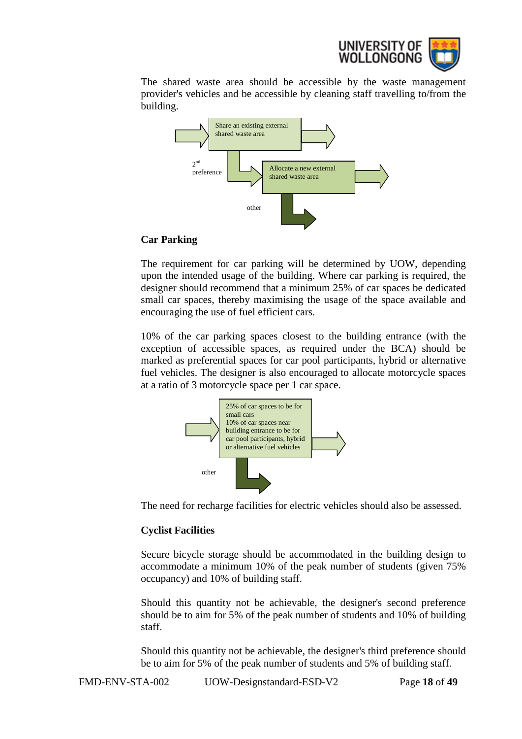The shared waste area should be accessible by the waste management provider's vehicles and be accessible by cleaning staff travelling to/from the building.

Share an existing external shared waste area

2nd preference

Allocate a new external shared waste area

other

**Car Parking**

The requirement for car parking will be determined by UOW, depending upon the intended usage of the building. Where car parking is required, the designer should recommend that a minimum 25% of car spaces be dedicated small car spaces, thereby maximising the usage of the space available and encouraging the use of fuel efficient cars.

10% of the car parking spaces closest to the building entrance (with the exception of accessible spaces, as required under the BCA) should be marked as preferential spaces for car pool participants, hybrid or alternative fuel vehicles. The designer is also encouraged to allocate motorcycle spaces at a ratio of 3 motorcycle space per 1 car space.

25% of car spaces to be for small cars
10% of car spaces near building entrance to be for car pool participants, hybrid or alternative fuel vehicles

other

The need for recharge facilities for electric vehicles should also be assessed.

**Cyclist Facilities**

Secure bicycle storage should be accommodated in the building design to accommodate a minimum 10% of the peak number of students (given 75% occupancy) and 10% of building staff.

Should this quantity not be achievable, the designer's second preference should be to aim for 5% of the peak number of students and 10% of building staff.

Should this quantity not be achievable, the designer's third preference should be to aim for 5% of the peak number of students and 5% of building staff.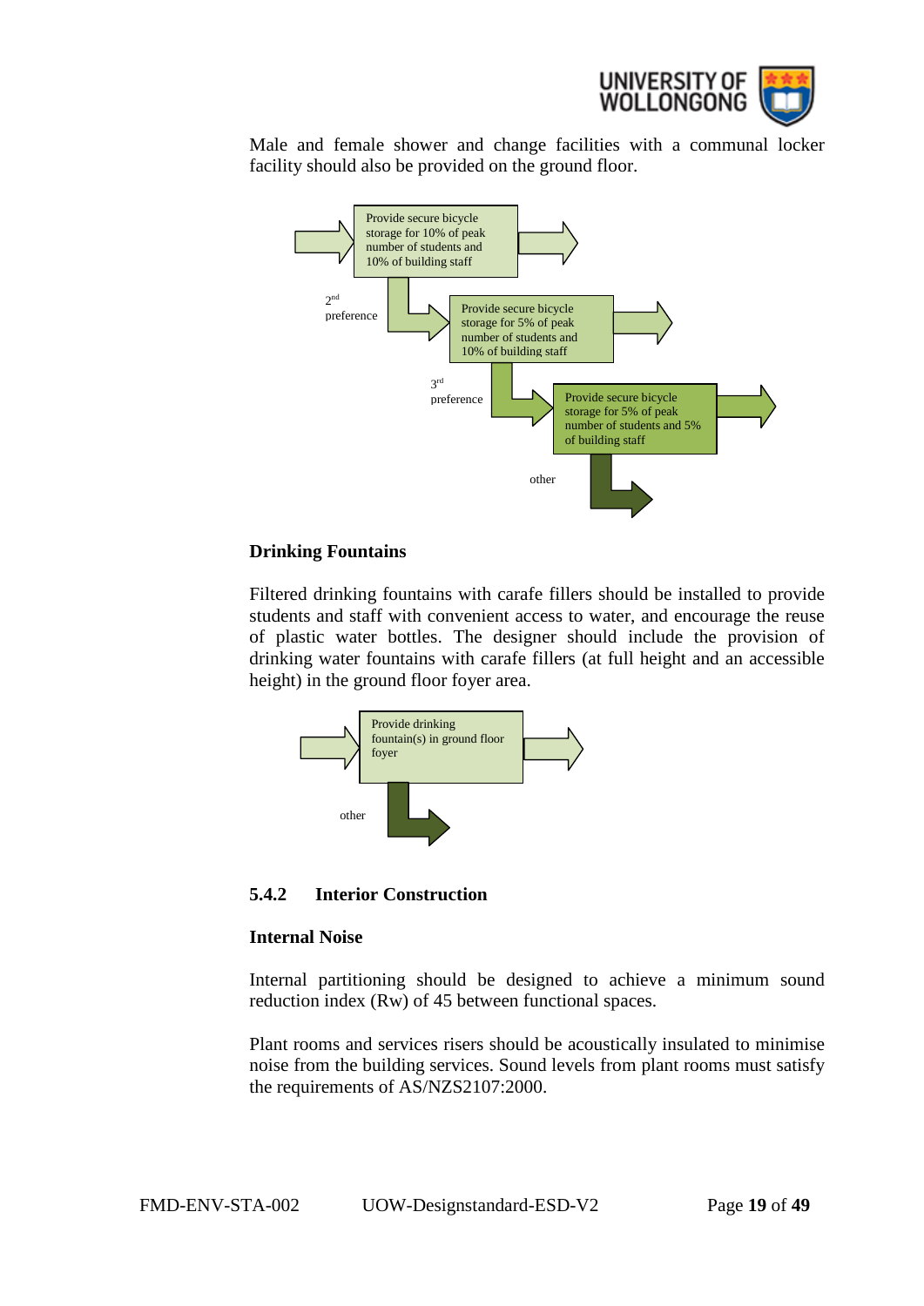Male and female shower and change facilities with a communal locker facility should also be provided on the ground floor.

Provide secure bicycle storage for 10% of peak number of students and 10% of building staff

2nd preference

Provide secure bicycle storage for 5% of peak number of students and 10% of building staff

3rd preference

Provide secure bicycle storage for 5% of peak number of students and 5% of building staff

other

**Drinking Fountains**

Filtered drinking fountains with carafe fillers should be installed to provide students and staff with convenient access to water, and encourage the reuse of plastic water bottles. The designer should include the provision of drinking water fountains with carafe fillers (at full height and an accessible height) in the ground floor foyer area.

Provide drinking fountain(s) in ground floor foyer

other

### 5.4.2 Interior Construction

**Internal Noise**

Internal partitioning should be designed to achieve a minimum sound reduction index (Rw) of 45 between functional spaces.

Plant rooms and services risers should be acoustically insulated to minimise noise from the building services. Sound levels from plant rooms must satisfy the requirements of AS/NZS2107:2000.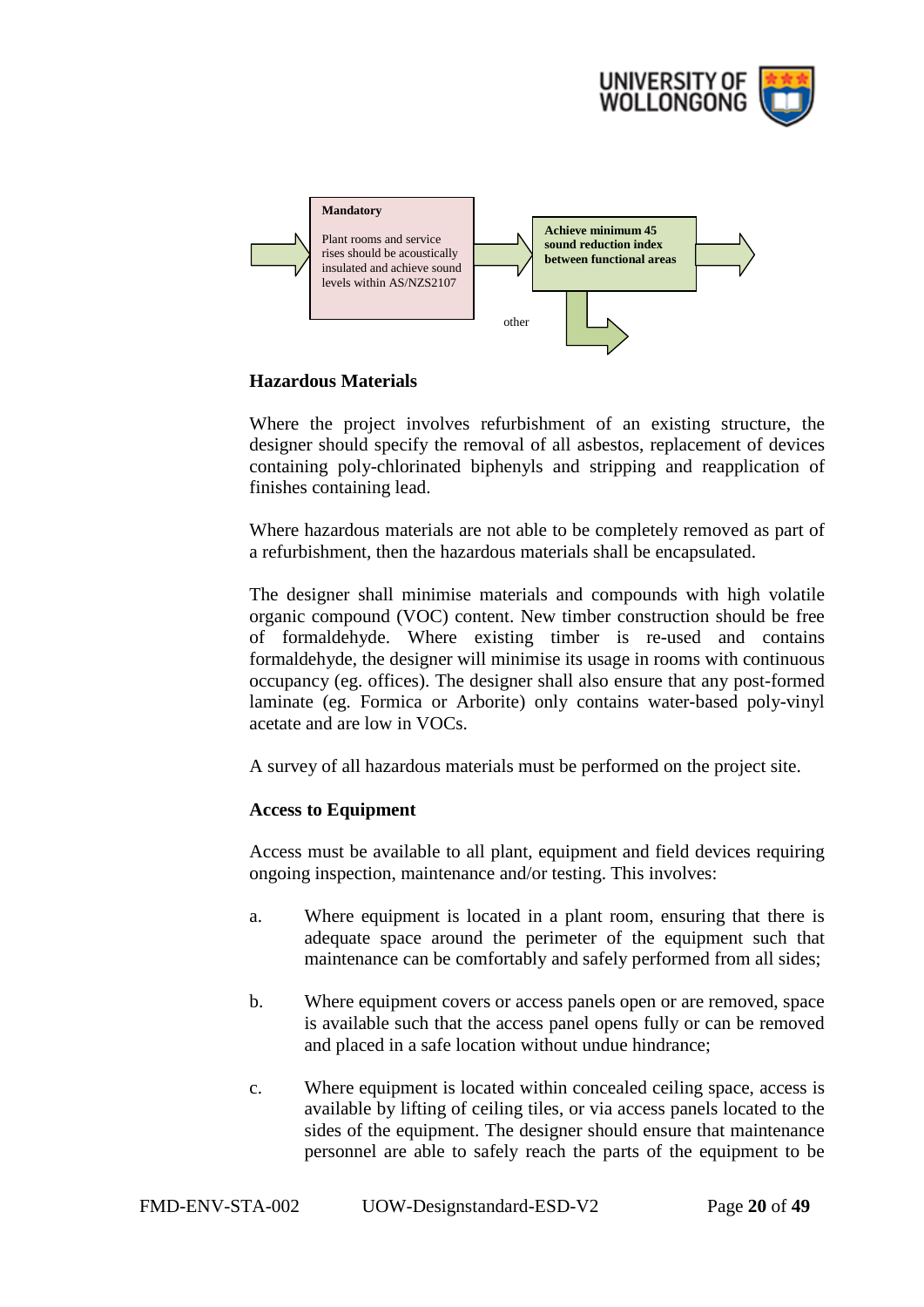**Mandatory**

Plant rooms and service rises should be acoustically insulated and achieve sound levels within AS/NZS2107

**Achieve minimum 45 sound reduction index between functional areas**

other

**Hazardous Materials**

Where the project involves refurbishment of an existing structure, the designer should specify the removal of all asbestos, replacement of devices containing poly-chlorinated biphenyls and stripping and reapplication of finishes containing lead.

Where hazardous materials are not able to be completely removed as part of a refurbishment, then the hazardous materials shall be encapsulated.

The designer shall minimise materials and compounds with high volatile organic compound (VOC) content. New timber construction should be free of formaldehyde. Where existing timber is re-used and contains formaldehyde, the designer will minimise its usage in rooms with continuous occupancy (eg. offices). The designer shall also ensure that any post-formed laminate (eg. Formica or Arborite) only contains water-based poly-vinyl acetate and are low in VOCs.

A survey of all hazardous materials must be performed on the project site.

**Access to Equipment**

Access must be available to all plant, equipment and field devices requiring ongoing inspection, maintenance and/or testing. This involves:

a. Where equipment is located in a plant room, ensuring that there is adequate space around the perimeter of the equipment such that maintenance can be comfortably and safely performed from all sides;

b. Where equipment covers or access panels open or are removed, space is available such that the access panel opens fully or can be removed and placed in a safe location without undue hindrance;

c. Where equipment is located within concealed ceiling space, access is available by lifting of ceiling tiles, or via access panels located to the sides of the equipment. The designer should ensure that maintenance personnel are able to safely reach the parts of the equipment to be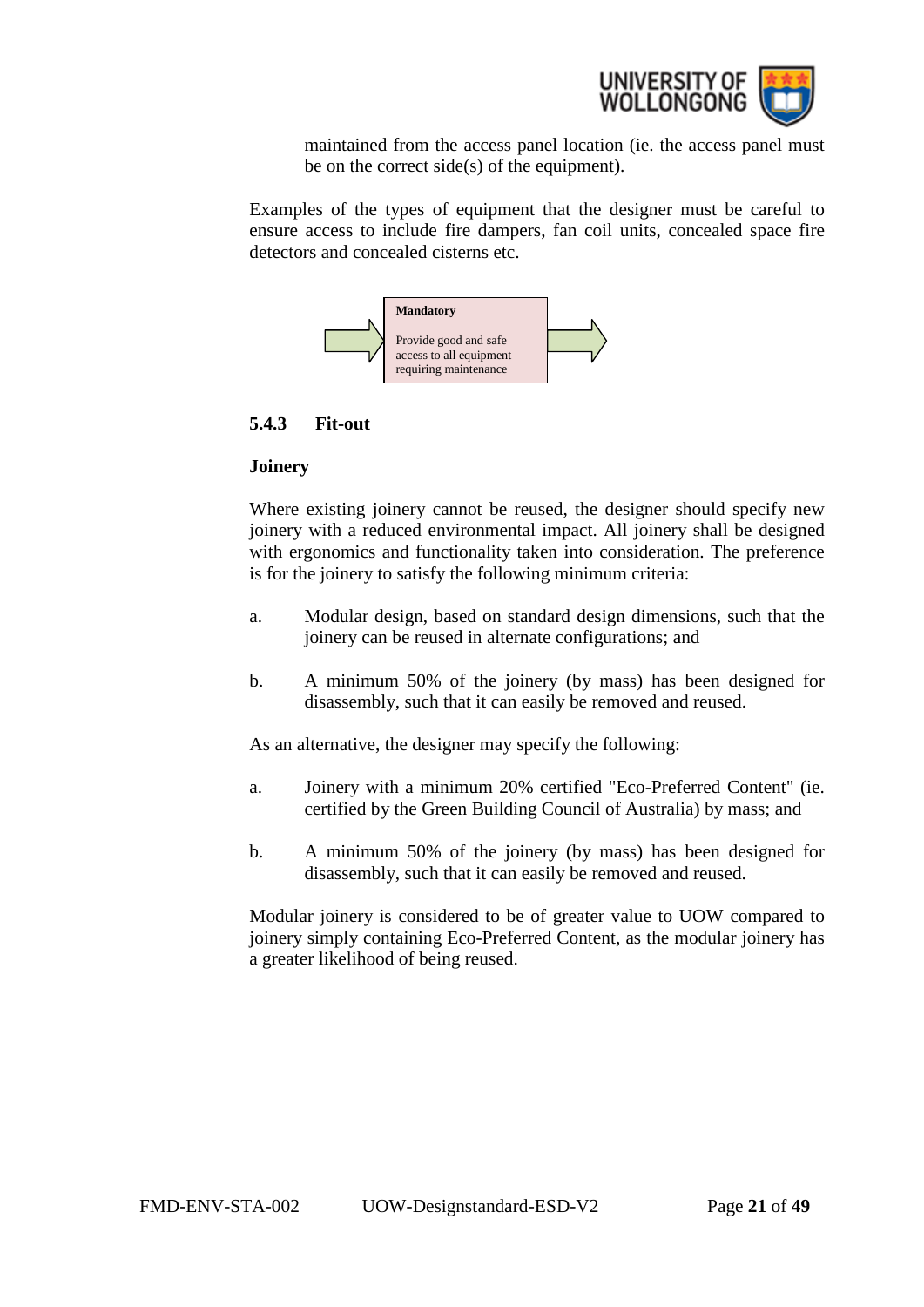maintained from the access panel location (ie. the access panel must be on the correct side(s) of the equipment).

Examples of the types of equipment that the designer must be careful to ensure access to include fire dampers, fan coil units, concealed space fire detectors and concealed cisterns etc.

**Mandatory**

Provide good and safe access to all equipment requiring maintenance

### 5.4.3 Fit-out

**Joinery**

Where existing joinery cannot be reused, the designer should specify new joinery with a reduced environmental impact. All joinery shall be designed with ergonomics and functionality taken into consideration. The preference is for the joinery to satisfy the following minimum criteria:

a. Modular design, based on standard design dimensions, such that the joinery can be reused in alternate configurations; and

b. A minimum 50% of the joinery (by mass) has been designed for disassembly, such that it can easily be removed and reused.

As an alternative, the designer may specify the following:

a. Joinery with a minimum 20% certified "Eco-Preferred Content" (ie. certified by the Green Building Council of Australia) by mass; and

b. A minimum 50% of the joinery (by mass) has been designed for disassembly, such that it can easily be removed and reused.

Modular joinery is considered to be of greater value to UOW compared to joinery simply containing Eco-Preferred Content, as the modular joinery has a greater likelihood of being reused.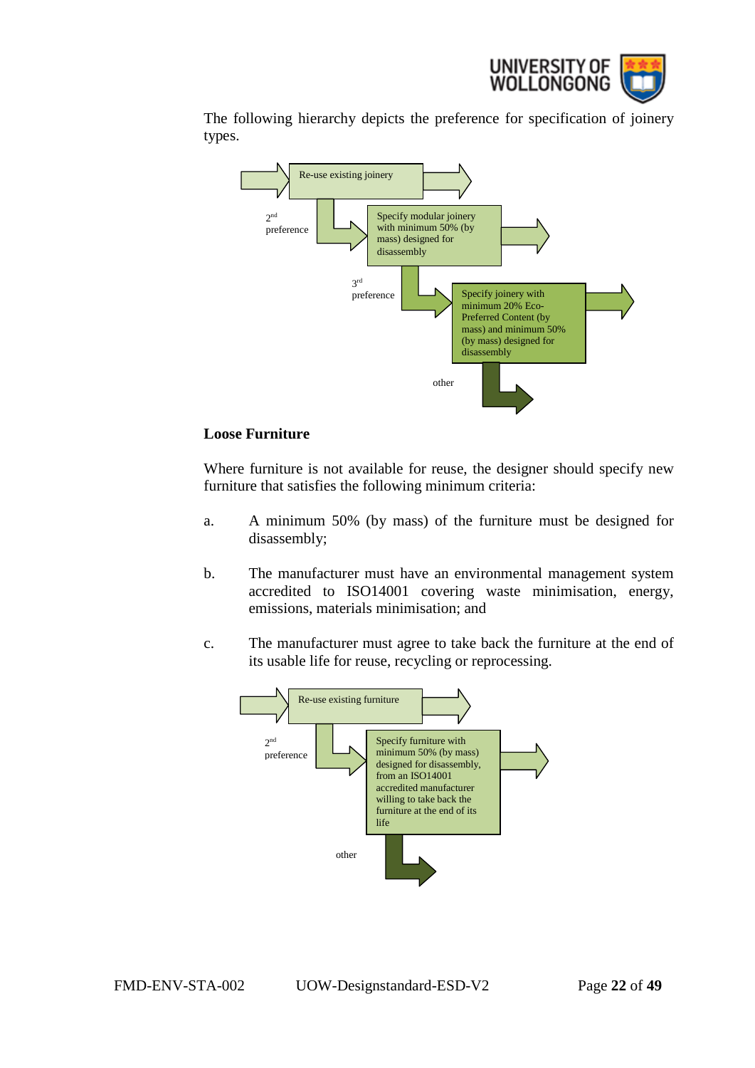The following hierarchy depicts the preference for specification of joinery types.

Re-use existing joinery

2nd preference

Specify modular joinery with minimum 50% (by mass) designed for disassembly

3rd preference

Specify joinery with minimum 20% Eco-Preferred Content (by mass) and minimum 50% (by mass) designed for disassembly

other

**Loose Furniture**

Where furniture is not available for reuse, the designer should specify new furniture that satisfies the following minimum criteria:

a. A minimum 50% (by mass) of the furniture must be designed for disassembly;

b. The manufacturer must have an environmental management system accredited to ISO14001 covering waste minimisation, energy, emissions, materials minimisation; and

c. The manufacturer must agree to take back the furniture at the end of its usable life for reuse, recycling or reprocessing.

Re-use existing furniture

2nd preference

Specify furniture with minimum 50% (by mass) designed for disassembly, from an ISO14001 accredited manufacturer willing to take back the furniture at the end of its life

other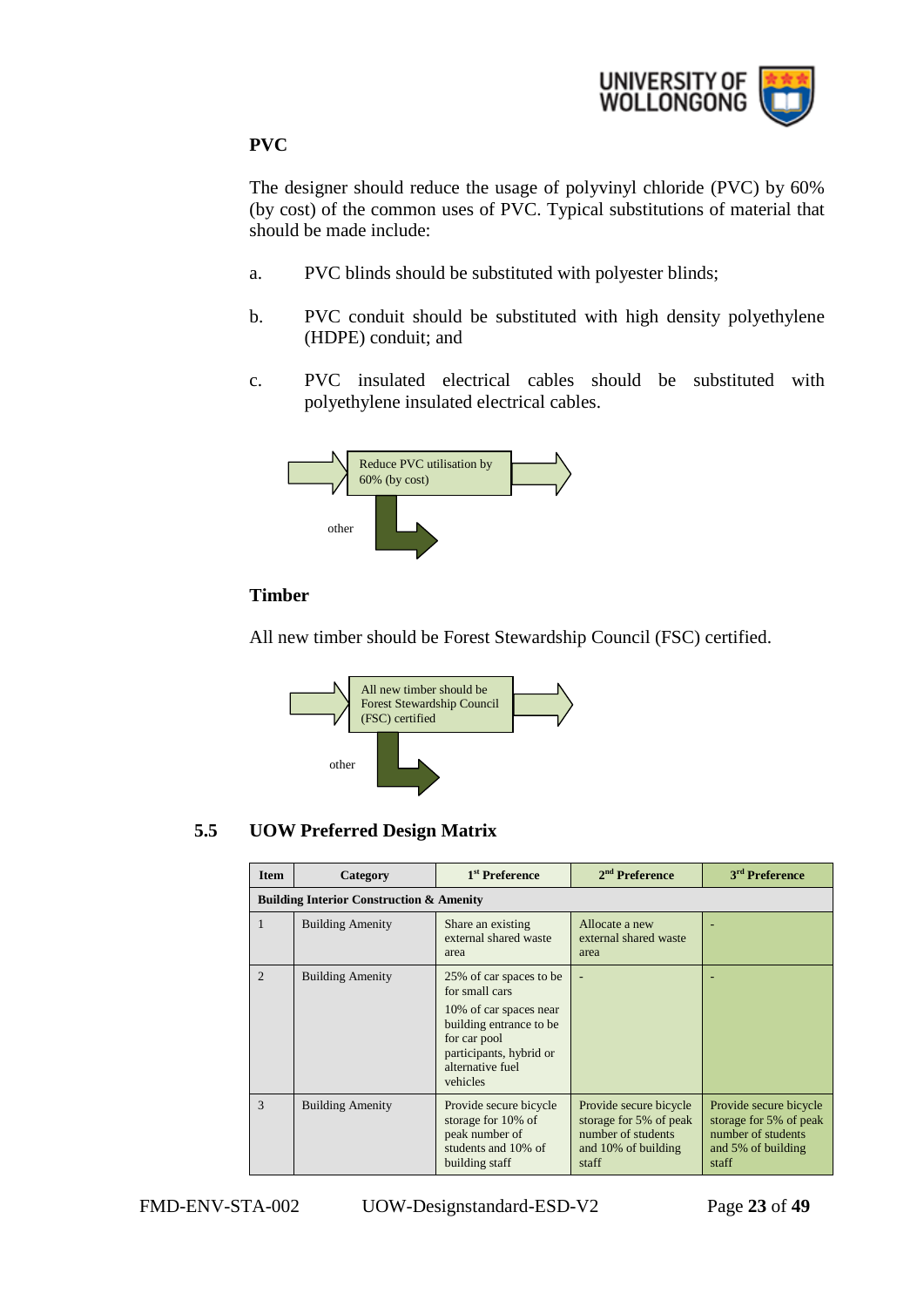**PVC**

The designer should reduce the usage of polyvinyl chloride (PVC) by 60% (by cost) of the common uses of PVC. Typical substitutions of material that should be made include:

a. PVC blinds should be substituted with polyester blinds;

b. PVC conduit should be substituted with high density polyethylene (HDPE) conduit; and

c. PVC insulated electrical cables should be substituted with polyethylene insulated electrical cables.

Reduce PVC utilisation by 60% (by cost)

other

**Timber**

All new timber should be Forest Stewardship Council (FSC) certified.

All new timber should be Forest Stewardship Council (FSC) certified

other

## 5.5 UOW Preferred Design Matrix

| Item | Category | 1st Preference | 2nd Preference | 3rd Preference |
|---|---|---|---|---|
| **Building Interior Construction & Amenity** | | | | |
| 1 | Building Amenity | Share an existing external shared waste area | Allocate a new external shared waste area | - |
| 2 | Building Amenity | 25% of car spaces to be for small cars<br>10% of car spaces near building entrance to be for car pool participants, hybrid or alternative fuel vehicles | - | - |
| 3 | Building Amenity | Provide secure bicycle storage for 10% of peak number of students and 10% of building staff | Provide secure bicycle storage for 5% of peak number of students and 10% of building staff | Provide secure bicycle storage for 5% of peak number of students and 5% of building staff |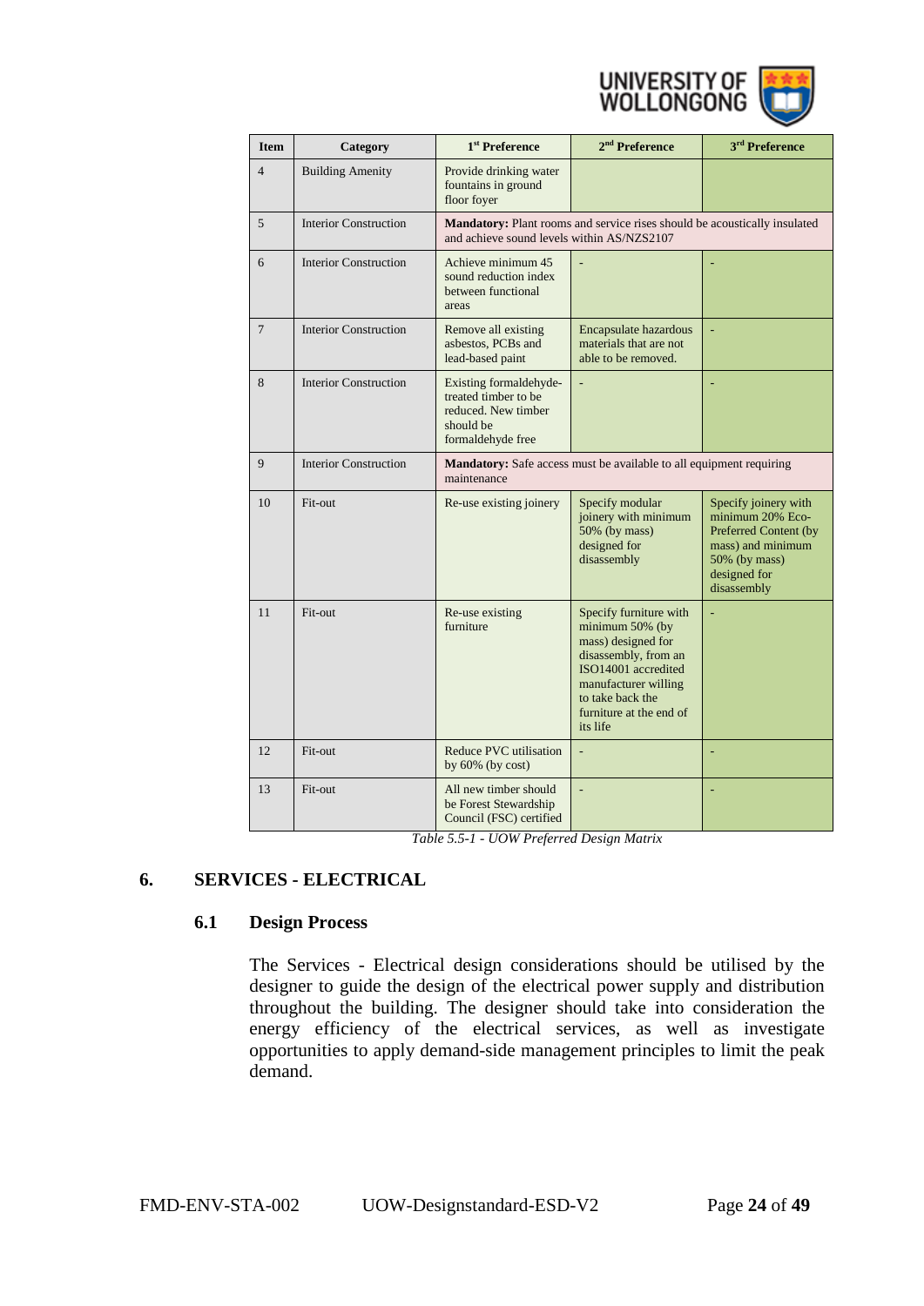| Item | Category | 1st Preference | 2nd Preference | 3rd Preference |
|---|---|---|---|---|
| 4 | Building Amenity | Provide drinking water fountains in ground floor foyer | | |
| 5 | Interior Construction | **Mandatory:** Plant rooms and service rises should be acoustically insulated and achieve sound levels within AS/NZS2107 | | |
| 6 | Interior Construction | Achieve minimum 45 sound reduction index between functional areas | - | - |
| 7 | Interior Construction | Remove all existing asbestos, PCBs and lead-based paint | Encapsulate hazardous materials that are not able to be removed. | - |
| 8 | Interior Construction | Existing formaldehyde-treated timber to be reduced. New timber should be formaldehyde free | - | - |
| 9 | Interior Construction | **Mandatory:** Safe access must be available to all equipment requiring maintenance | | |
| 10 | Fit-out | Re-use existing joinery | Specify modular joinery with minimum 50% (by mass) designed for disassembly | Specify joinery with minimum 20% Eco-Preferred Content (by mass) and minimum 50% (by mass) designed for disassembly |
| 11 | Fit-out | Re-use existing furniture | Specify furniture with minimum 50% (by mass) designed for disassembly, from an ISO14001 accredited manufacturer willing to take back the furniture at the end of its life | - |
| 12 | Fit-out | Reduce PVC utilisation by 60% (by cost) | - | - |
| 13 | Fit-out | All new timber should be Forest Stewardship Council (FSC) certified | - | - |

*Table 5.5-1 - UOW Preferred Design Matrix*

# 6. SERVICES - ELECTRICAL

## 6.1 Design Process

The Services - Electrical design considerations should be utilised by the designer to guide the design of the electrical power supply and distribution throughout the building. The designer should take into consideration the energy efficiency of the electrical services, as well as investigate opportunities to apply demand-side management principles to limit the peak demand.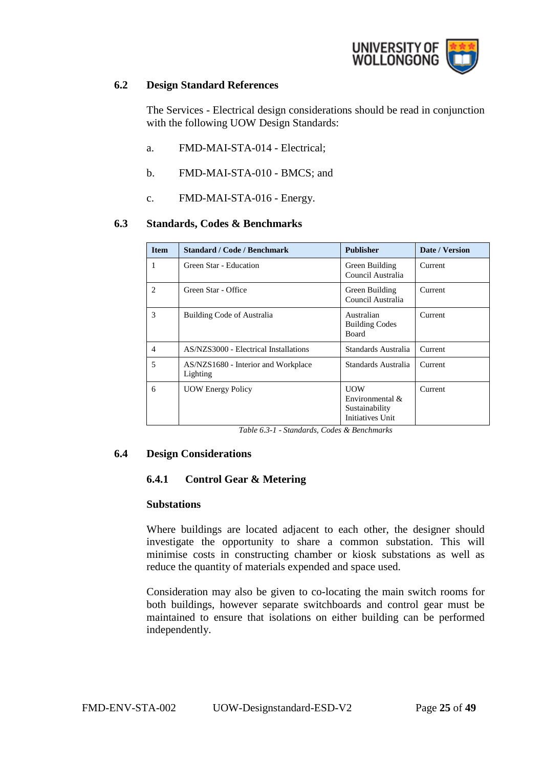## 6.2 Design Standard References

The Services - Electrical design considerations should be read in conjunction with the following UOW Design Standards:

a. FMD-MAI-STA-014 - Electrical;

b. FMD-MAI-STA-010 - BMCS; and

c. FMD-MAI-STA-016 - Energy.

## 6.3 Standards, Codes & Benchmarks

| Item | Standard / Code / Benchmark | Publisher | Date / Version |
|---|---|---|---|
| 1 | Green Star - Education | Green Building Council Australia | Current |
| 2 | Green Star - Office | Green Building Council Australia | Current |
| 3 | Building Code of Australia | Australian Building Codes Board | Current |
| 4 | AS/NZS3000 - Electrical Installations | Standards Australia | Current |
| 5 | AS/NZS1680 - Interior and Workplace Lighting | Standards Australia | Current |
| 6 | UOW Energy Policy | UOW Environmental & Sustainability Initiatives Unit | Current |

*Table 6.3-1 - Standards, Codes & Benchmarks*

## 6.4 Design Considerations

### 6.4.1 Control Gear & Metering

**Substations**

Where buildings are located adjacent to each other, the designer should investigate the opportunity to share a common substation. This will minimise costs in constructing chamber or kiosk substations as well as reduce the quantity of materials expended and space used.

Consideration may also be given to co-locating the main switch rooms for both buildings, however separate switchboards and control gear must be maintained to ensure that isolations on either building can be performed independently.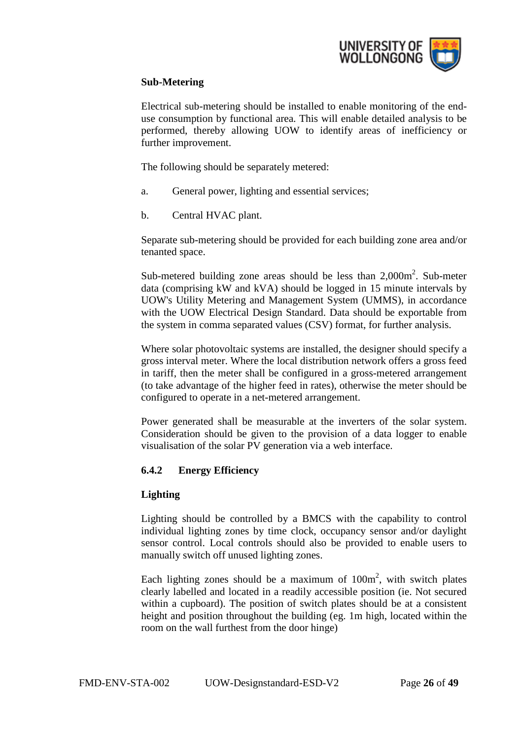**Sub-Metering**

Electrical sub-metering should be installed to enable monitoring of the end-use consumption by functional area. This will enable detailed analysis to be performed, thereby allowing UOW to identify areas of inefficiency or further improvement.

The following should be separately metered:

a. General power, lighting and essential services;

b. Central HVAC plant.

Separate sub-metering should be provided for each building zone area and/or tenanted space.

Sub-metered building zone areas should be less than 2,000m$^2$. Sub-meter data (comprising kW and kVA) should be logged in 15 minute intervals by UOW's Utility Metering and Management System (UMMS), in accordance with the UOW Electrical Design Standard. Data should be exportable from the system in comma separated values (CSV) format, for further analysis.

Where solar photovoltaic systems are installed, the designer should specify a gross interval meter. Where the local distribution network offers a gross feed in tariff, then the meter shall be configured in a gross-metered arrangement (to take advantage of the higher feed in rates), otherwise the meter should be configured to operate in a net-metered arrangement.

Power generated shall be measurable at the inverters of the solar system. Consideration should be given to the provision of a data logger to enable visualisation of the solar PV generation via a web interface.

### 6.4.2 Energy Efficiency

**Lighting**

Lighting should be controlled by a BMCS with the capability to control individual lighting zones by time clock, occupancy sensor and/or daylight sensor control. Local controls should also be provided to enable users to manually switch off unused lighting zones.

Each lighting zones should be a maximum of 100m$^2$, with switch plates clearly labelled and located in a readily accessible position (ie. Not secured within a cupboard). The position of switch plates should be at a consistent height and position throughout the building (eg. 1m high, located within the room on the wall furthest from the door hinge)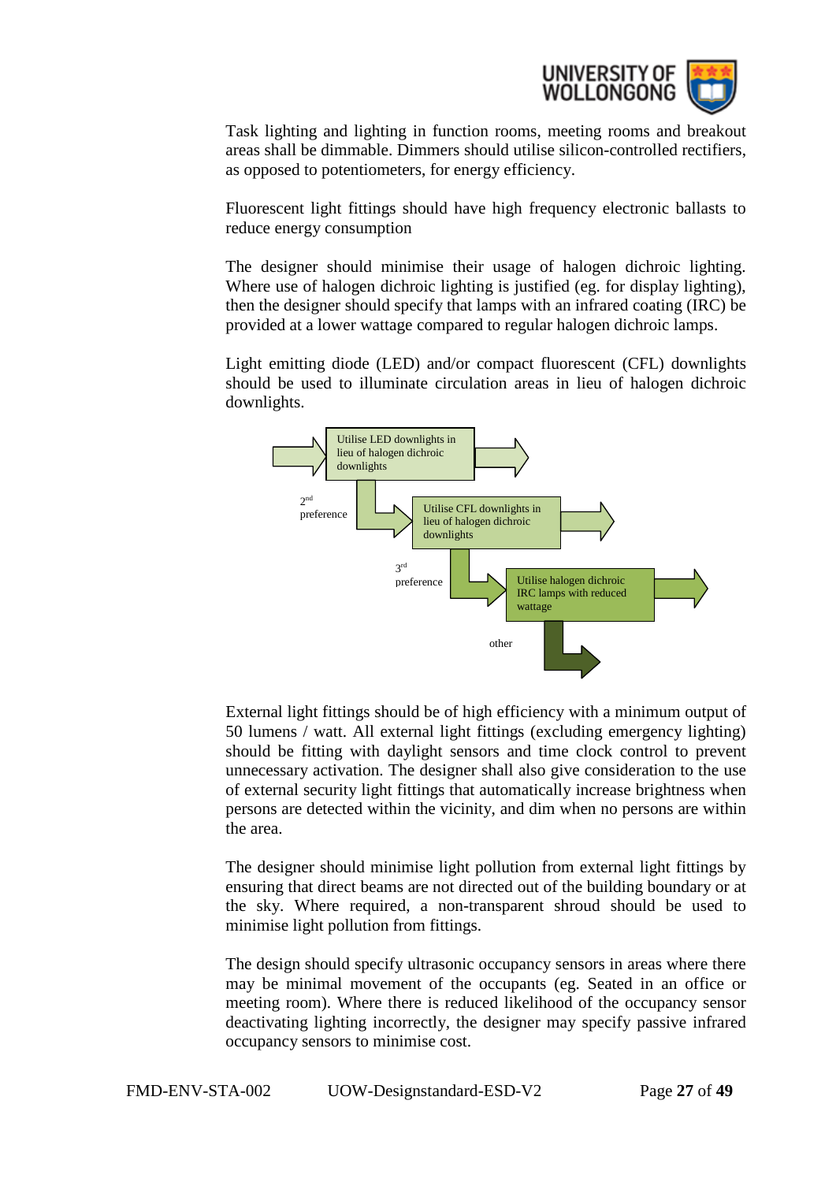Task lighting and lighting in function rooms, meeting rooms and breakout areas shall be dimmable. Dimmers should utilise silicon-controlled rectifiers, as opposed to potentiometers, for energy efficiency.

Fluorescent light fittings should have high frequency electronic ballasts to reduce energy consumption

The designer should minimise their usage of halogen dichroic lighting. Where use of halogen dichroic lighting is justified (eg. for display lighting), then the designer should specify that lamps with an infrared coating (IRC) be provided at a lower wattage compared to regular halogen dichroic lamps.

Light emitting diode (LED) and/or compact fluorescent (CFL) downlights should be used to illuminate circulation areas in lieu of halogen dichroic downlights.

Utilise LED downlights in lieu of halogen dichroic downlights

2nd preference

Utilise CFL downlights in lieu of halogen dichroic downlights

3rd preference

Utilise halogen dichroic IRC lamps with reduced wattage

other

External light fittings should be of high efficiency with a minimum output of 50 lumens / watt. All external light fittings (excluding emergency lighting) should be fitting with daylight sensors and time clock control to prevent unnecessary activation. The designer shall also give consideration to the use of external security light fittings that automatically increase brightness when persons are detected within the vicinity, and dim when no persons are within the area.

The designer should minimise light pollution from external light fittings by ensuring that direct beams are not directed out of the building boundary or at the sky. Where required, a non-transparent shroud should be used to minimise light pollution from fittings.

The design should specify ultrasonic occupancy sensors in areas where there may be minimal movement of the occupants (eg. Seated in an office or meeting room). Where there is reduced likelihood of the occupancy sensor deactivating lighting incorrectly, the designer may specify passive infrared occupancy sensors to minimise cost.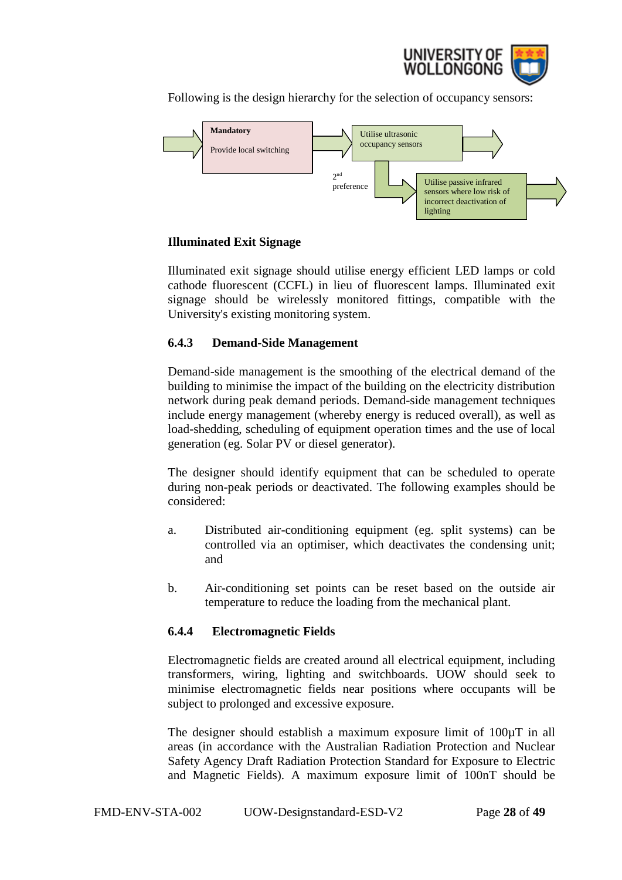Following is the design hierarchy for the selection of occupancy sensors:

**Mandatory**

Provide local switching

→ Utilise ultrasonic occupancy sensors →

2nd preference

→ Utilise passive infrared sensors where low risk of incorrect deactivation of lighting →

**Illuminated Exit Signage**

Illuminated exit signage should utilise energy efficient LED lamps or cold cathode fluorescent (CCFL) in lieu of fluorescent lamps. Illuminated exit signage should be wirelessly monitored fittings, compatible with the University's existing monitoring system.

### 6.4.3 Demand-Side Management

Demand-side management is the smoothing of the electrical demand of the building to minimise the impact of the building on the electricity distribution network during peak demand periods. Demand-side management techniques include energy management (whereby energy is reduced overall), as well as load-shedding, scheduling of equipment operation times and the use of local generation (eg. Solar PV or diesel generator).

The designer should identify equipment that can be scheduled to operate during non-peak periods or deactivated. The following examples should be considered:

a. Distributed air-conditioning equipment (eg. split systems) can be controlled via an optimiser, which deactivates the condensing unit; and

b. Air-conditioning set points can be reset based on the outside air temperature to reduce the loading from the mechanical plant.

### 6.4.4 Electromagnetic Fields

Electromagnetic fields are created around all electrical equipment, including transformers, wiring, lighting and switchboards. UOW should seek to minimise electromagnetic fields near positions where occupants will be subject to prolonged and excessive exposure.

The designer should establish a maximum exposure limit of 100µT in all areas (in accordance with the Australian Radiation Protection and Nuclear Safety Agency Draft Radiation Protection Standard for Exposure to Electric and Magnetic Fields). A maximum exposure limit of 100nT should be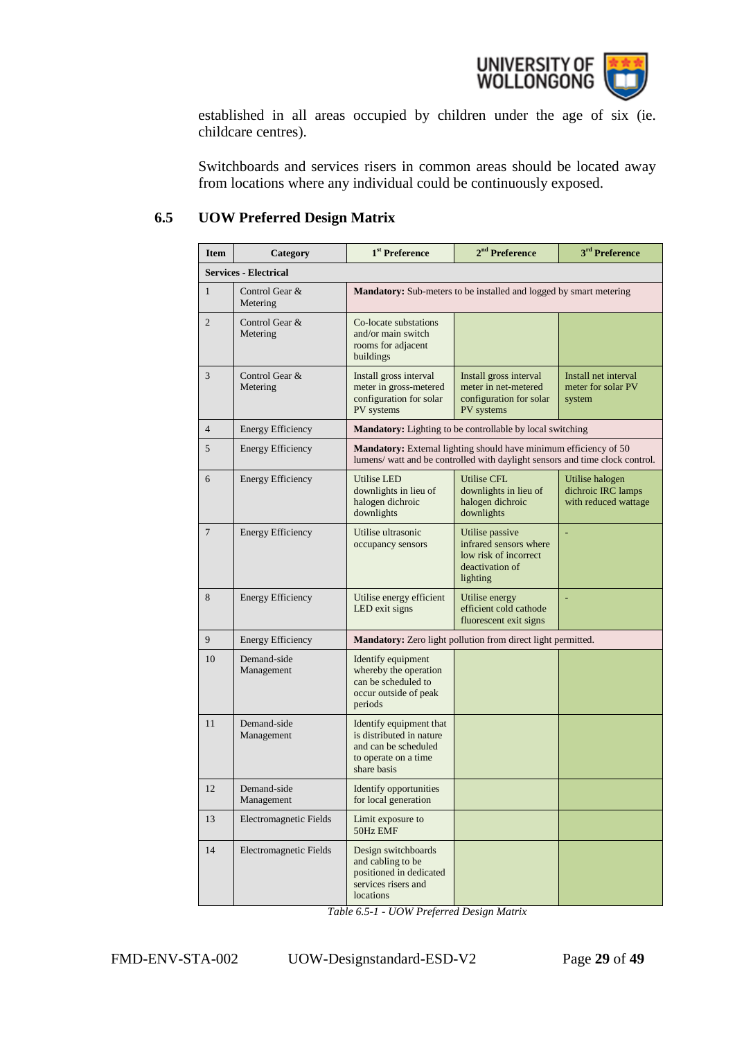established in all areas occupied by children under the age of six (ie. childcare centres).

Switchboards and services risers in common areas should be located away from locations where any individual could be continuously exposed.

## 6.5 UOW Preferred Design Matrix

| Item | Category | 1st Preference | 2nd Preference | 3rd Preference |
|---|---|---|---|---|
| **Services - Electrical** | | | | |
| 1 | Control Gear & Metering | **Mandatory:** Sub-meters to be installed and logged by smart metering | | |
| 2 | Control Gear & Metering | Co-locate substations and/or main switch rooms for adjacent buildings | | |
| 3 | Control Gear & Metering | Install gross interval meter in gross-metered configuration for solar PV systems | Install gross interval meter in net-metered configuration for solar PV systems | Install net interval meter for solar PV system |
| 4 | Energy Efficiency | **Mandatory:** Lighting to be controllable by local switching | | |
| 5 | Energy Efficiency | **Mandatory:** External lighting should have minimum efficiency of 50 lumens/ watt and be controlled with daylight sensors and time clock control. | | |
| 6 | Energy Efficiency | Utilise LED downlights in lieu of halogen dichroic downlights | Utilise CFL downlights in lieu of halogen dichroic downlights | Utilise halogen dichroic IRC lamps with reduced wattage |
| 7 | Energy Efficiency | Utilise ultrasonic occupancy sensors | Utilise passive infrared sensors where low risk of incorrect deactivation of lighting | - |
| 8 | Energy Efficiency | Utilise energy efficient LED exit signs | Utilise energy efficient cold cathode fluorescent exit signs | - |
| 9 | Energy Efficiency | **Mandatory:** Zero light pollution from direct light permitted. | | |
| 10 | Demand-side Management | Identify equipment whereby the operation can be scheduled to occur outside of peak periods | | |
| 11 | Demand-side Management | Identify equipment that is distributed in nature and can be scheduled to operate on a time share basis | | |
| 12 | Demand-side Management | Identify opportunities for local generation | | |
| 13 | Electromagnetic Fields | Limit exposure to 50Hz EMF | | |
| 14 | Electromagnetic Fields | Design switchboards and cabling to be positioned in dedicated services risers and locations | | |

*Table 6.5-1 - UOW Preferred Design Matrix*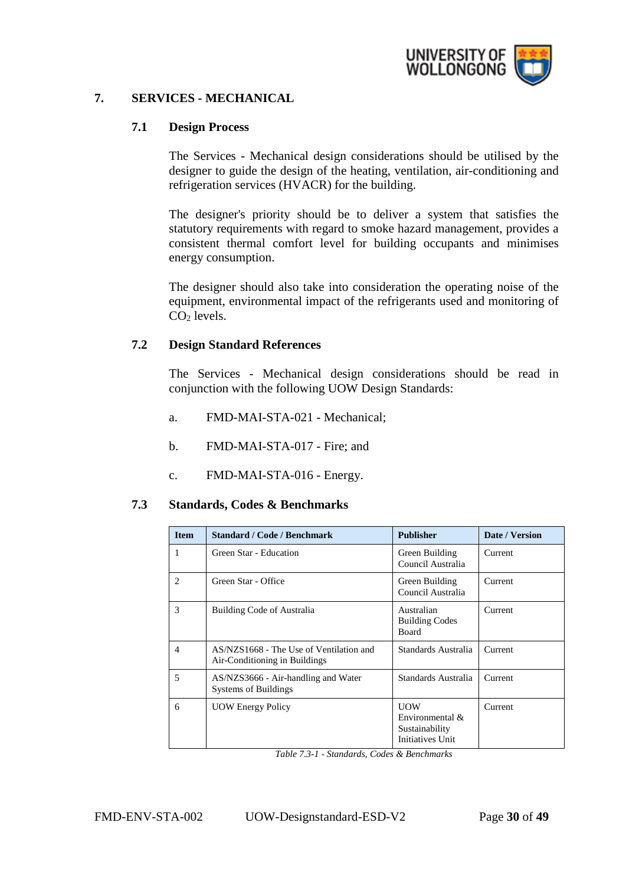## 7. SERVICES - MECHANICAL

### 7.1 Design Process

The Services - Mechanical design considerations should be utilised by the designer to guide the design of the heating, ventilation, air-conditioning and refrigeration services (HVACR) for the building.

The designer's priority should be to deliver a system that satisfies the statutory requirements with regard to smoke hazard management, provides a consistent thermal comfort level for building occupants and minimises energy consumption.

The designer should also take into consideration the operating noise of the equipment, environmental impact of the refrigerants used and monitoring of $CO_2$ levels.

### 7.2 Design Standard References

The Services - Mechanical design considerations should be read in conjunction with the following UOW Design Standards:

a. FMD-MAI-STA-021 - Mechanical;

b. FMD-MAI-STA-017 - Fire; and

c. FMD-MAI-STA-016 - Energy.

### 7.3 Standards, Codes & Benchmarks

| Item | Standard / Code / Benchmark | Publisher | Date / Version |
|---|---|---|---|
| 1 | Green Star - Education | Green Building Council Australia | Current |
| 2 | Green Star - Office | Green Building Council Australia | Current |
| 3 | Building Code of Australia | Australian Building Codes Board | Current |
| 4 | AS/NZS1668 - The Use of Ventilation and Air-Conditioning in Buildings | Standards Australia | Current |
| 5 | AS/NZS3666 - Air-handling and Water Systems of Buildings | Standards Australia | Current |
| 6 | UOW Energy Policy | UOW Environmental & Sustainability Initiatives Unit | Current |

*Table 7.3-1 - Standards, Codes & Benchmarks*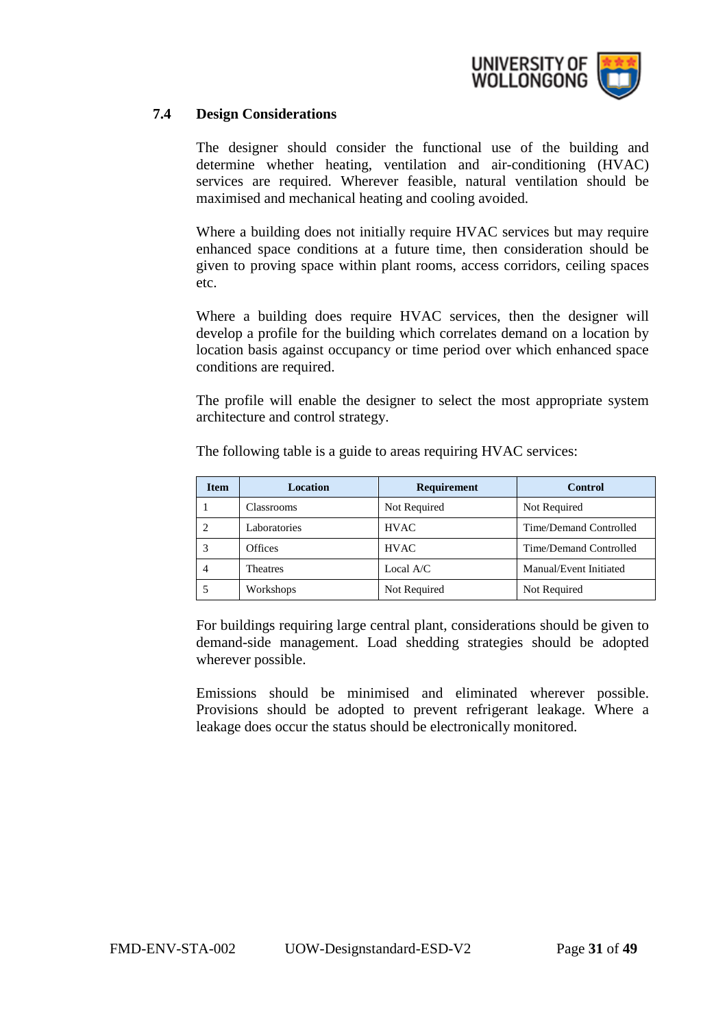## 7.4 Design Considerations

The designer should consider the functional use of the building and determine whether heating, ventilation and air-conditioning (HVAC) services are required. Wherever feasible, natural ventilation should be maximised and mechanical heating and cooling avoided.

Where a building does not initially require HVAC services but may require enhanced space conditions at a future time, then consideration should be given to proving space within plant rooms, access corridors, ceiling spaces etc.

Where a building does require HVAC services, then the designer will develop a profile for the building which correlates demand on a location by location basis against occupancy or time period over which enhanced space conditions are required.

The profile will enable the designer to select the most appropriate system architecture and control strategy.

The following table is a guide to areas requiring HVAC services:

| Item | Location | Requirement | Control |
|---|---|---|---|
| 1 | Classrooms | Not Required | Not Required |
| 2 | Laboratories | HVAC | Time/Demand Controlled |
| 3 | Offices | HVAC | Time/Demand Controlled |
| 4 | Theatres | Local A/C | Manual/Event Initiated |
| 5 | Workshops | Not Required | Not Required |

For buildings requiring large central plant, considerations should be given to demand-side management. Load shedding strategies should be adopted wherever possible.

Emissions should be minimised and eliminated wherever possible. Provisions should be adopted to prevent refrigerant leakage. Where a leakage does occur the status should be electronically monitored.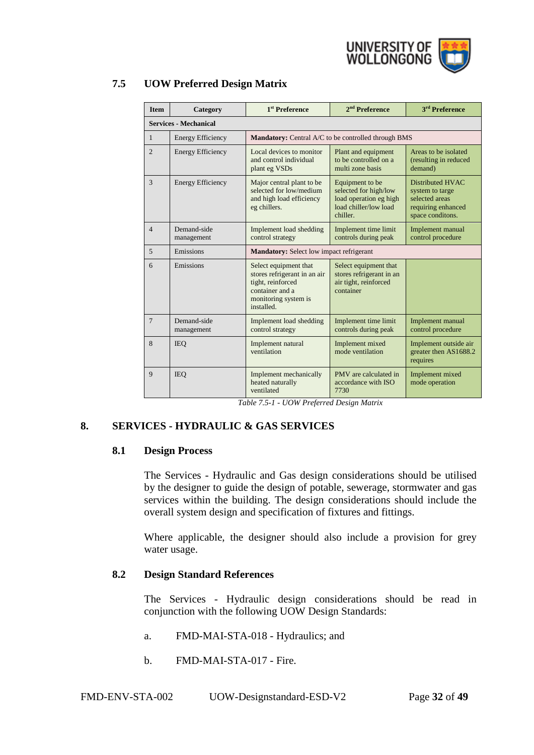## 7.5 UOW Preferred Design Matrix

| Item | Category | 1st Preference | 2nd Preference | 3rd Preference |
|---|---|---|---|---|
| **Services - Mechanical** | | | | |
| 1 | Energy Efficiency | **Mandatory:** Central A/C to be controlled through BMS | | |
| 2 | Energy Efficiency | Local devices to monitor and control individual plant eg VSDs | Plant and equipment to be controlled on a multi zone basis | Areas to be isolated (resulting in reduced demand) |
| 3 | Energy Efficiency | Major central plant to be selected for low/medium and high load efficiency eg chillers. | Equipment to be selected for high/low load operation eg high load chiller/low load chiller. | Distributed HVAC system to targe selected areas requiring enhanced space conditons. |
| 4 | Demand-side management | Implement load shedding control strategy | Implement time limit controls during peak | Implement manual control procedure |
| 5 | Emissions | **Mandatory:** Select low impact refrigerant | | |
| 6 | Emissions | Select equipment that stores refrigerant in an air tight, reinforced container and a monitoring system is installed. | Select equipment that stores refrigerant in an air tight, reinforced container | |
| 7 | Demand-side management | Implement load shedding control strategy | Implement time limit controls during peak | Implement manual control procedure |
| 8 | IEQ | Implement natural ventilation | Implement mixed mode ventilation | Implement outside air greater then AS1688.2 requires |
| 9 | IEQ | Implement mechanically heated naturally ventilated | PMV are calculated in accordance with ISO 7730 | Implement mixed mode operation |

*Table 7.5-1 - UOW Preferred Design Matrix*

# 8. SERVICES - HYDRAULIC & GAS SERVICES

## 8.1 Design Process

The Services - Hydraulic and Gas design considerations should be utilised by the designer to guide the design of potable, sewerage, stormwater and gas services within the building. The design considerations should include the overall system design and specification of fixtures and fittings.

Where applicable, the designer should also include a provision for grey water usage.

## 8.2 Design Standard References

The Services - Hydraulic design considerations should be read in conjunction with the following UOW Design Standards:

a. FMD-MAI-STA-018 - Hydraulics; and

b. FMD-MAI-STA-017 - Fire.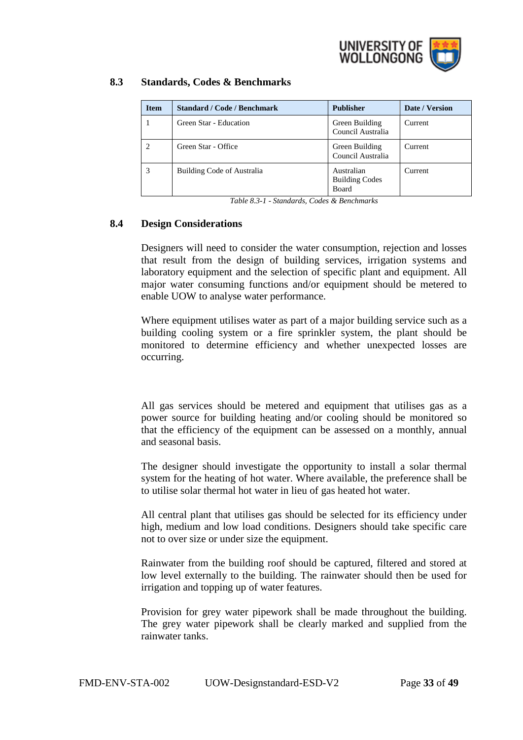## 8.3 Standards, Codes & Benchmarks

| Item | Standard / Code / Benchmark | Publisher | Date / Version |
|---|---|---|---|
| 1 | Green Star - Education | Green Building Council Australia | Current |
| 2 | Green Star - Office | Green Building Council Australia | Current |
| 3 | Building Code of Australia | Australian Building Codes Board | Current |

*Table 8.3-1 - Standards, Codes & Benchmarks*

## 8.4 Design Considerations

Designers will need to consider the water consumption, rejection and losses that result from the design of building services, irrigation systems and laboratory equipment and the selection of specific plant and equipment. All major water consuming functions and/or equipment should be metered to enable UOW to analyse water performance.

Where equipment utilises water as part of a major building service such as a building cooling system or a fire sprinkler system, the plant should be monitored to determine efficiency and whether unexpected losses are occurring.

All gas services should be metered and equipment that utilises gas as a power source for building heating and/or cooling should be monitored so that the efficiency of the equipment can be assessed on a monthly, annual and seasonal basis.

The designer should investigate the opportunity to install a solar thermal system for the heating of hot water. Where available, the preference shall be to utilise solar thermal hot water in lieu of gas heated hot water.

All central plant that utilises gas should be selected for its efficiency under high, medium and low load conditions. Designers should take specific care not to over size or under size the equipment.

Rainwater from the building roof should be captured, filtered and stored at low level externally to the building. The rainwater should then be used for irrigation and topping up of water features.

Provision for grey water pipework shall be made throughout the building. The grey water pipework shall be clearly marked and supplied from the rainwater tanks.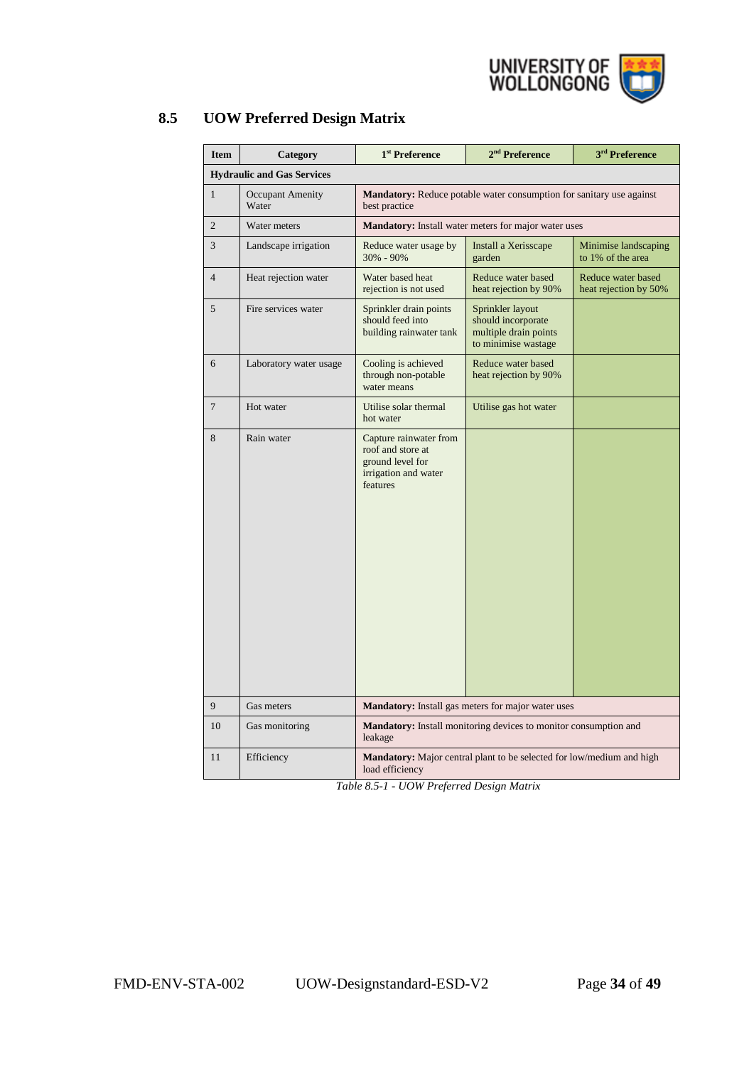## 8.5 UOW Preferred Design Matrix

| Item | Category | 1st Preference | 2nd Preference | 3rd Preference |
|---|---|---|---|---|
| **Hydraulic and Gas Services** | | | | |
| 1 | Occupant Amenity Water | **Mandatory:** Reduce potable water consumption for sanitary use against best practice | | |
| 2 | Water meters | **Mandatory:** Install water meters for major water uses | | |
| 3 | Landscape irrigation | Reduce water usage by 30% - 90% | Install a Xerisscape garden | Minimise landscaping to 1% of the area |
| 4 | Heat rejection water | Water based heat rejection is not used | Reduce water based heat rejection by 90% | Reduce water based heat rejection by 50% |
| 5 | Fire services water | Sprinkler drain points should feed into building rainwater tank | Sprinkler layout should incorporate multiple drain points to minimise wastage | |
| 6 | Laboratory water usage | Cooling is achieved through non-potable water means | Reduce water based heat rejection by 90% | |
| 7 | Hot water | Utilise solar thermal hot water | Utilise gas hot water | |
| 8 | Rain water | Capture rainwater from roof and store at ground level for irrigation and water features | | |
| 9 | Gas meters | **Mandatory:** Install gas meters for major water uses | | |
| 10 | Gas monitoring | **Mandatory:** Install monitoring devices to monitor consumption and leakage | | |
| 11 | Efficiency | **Mandatory:** Major central plant to be selected for low/medium and high load efficiency | | |

*Table 8.5-1 - UOW Preferred Design Matrix*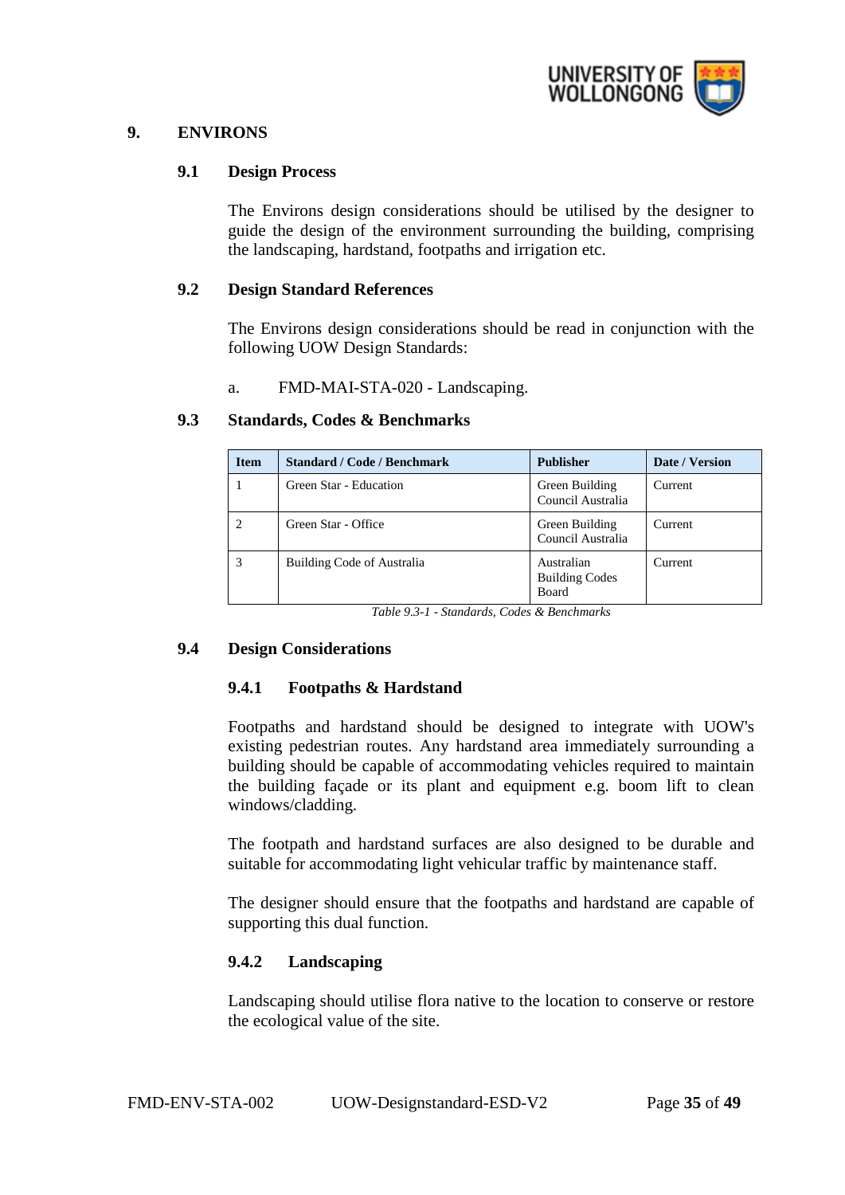# 9. ENVIRONS

## 9.1 Design Process

The Environs design considerations should be utilised by the designer to guide the design of the environment surrounding the building, comprising the landscaping, hardstand, footpaths and irrigation etc.

## 9.2 Design Standard References

The Environs design considerations should be read in conjunction with the following UOW Design Standards:

a. FMD-MAI-STA-020 - Landscaping.

## 9.3 Standards, Codes & Benchmarks

| Item | Standard / Code / Benchmark | Publisher | Date / Version |
|---|---|---|---|
| 1 | Green Star - Education | Green Building Council Australia | Current |
| 2 | Green Star - Office | Green Building Council Australia | Current |
| 3 | Building Code of Australia | Australian Building Codes Board | Current |

*Table 9.3-1 - Standards, Codes & Benchmarks*

## 9.4 Design Considerations

### 9.4.1 Footpaths & Hardstand

Footpaths and hardstand should be designed to integrate with UOW's existing pedestrian routes. Any hardstand area immediately surrounding a building should be capable of accommodating vehicles required to maintain the building façade or its plant and equipment e.g. boom lift to clean windows/cladding.

The footpath and hardstand surfaces are also designed to be durable and suitable for accommodating light vehicular traffic by maintenance staff.

The designer should ensure that the footpaths and hardstand are capable of supporting this dual function.

### 9.4.2 Landscaping

Landscaping should utilise flora native to the location to conserve or restore the ecological value of the site.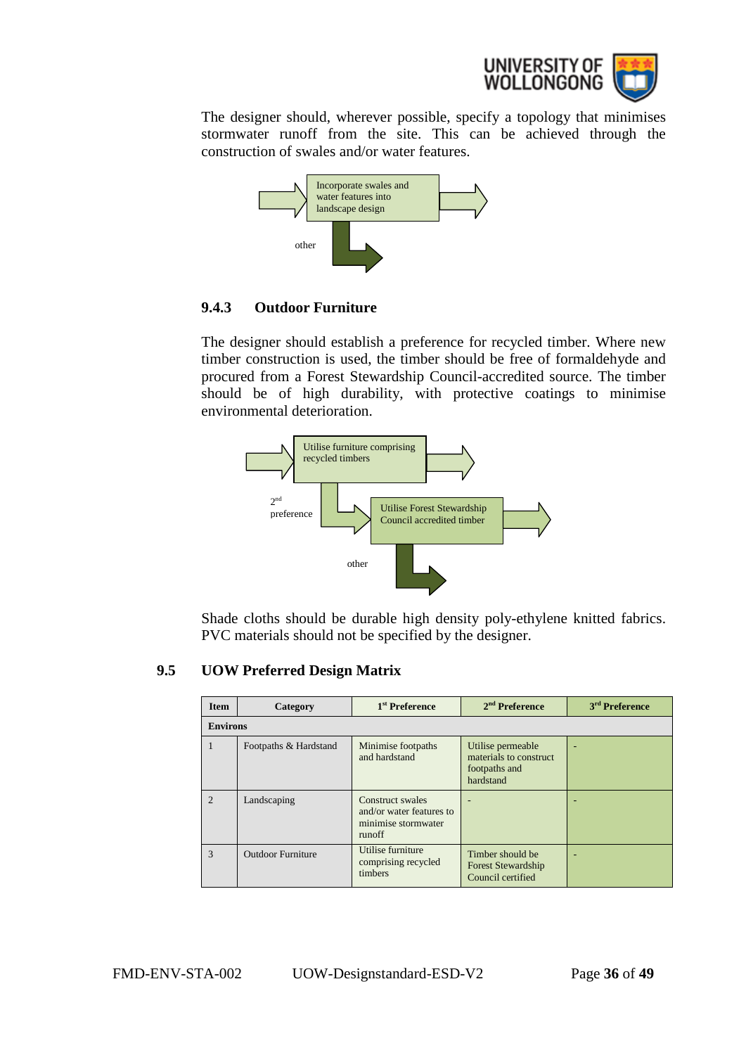The designer should, wherever possible, specify a topology that minimises stormwater runoff from the site. This can be achieved through the construction of swales and/or water features.

Incorporate swales and water features into landscape design

other

### 9.4.3 Outdoor Furniture

The designer should establish a preference for recycled timber. Where new timber construction is used, the timber should be free of formaldehyde and procured from a Forest Stewardship Council-accredited source. The timber should be of high durability, with protective coatings to minimise environmental deterioration.

Utilise furniture comprising recycled timbers

2nd preference

Utilise Forest Stewardship Council accredited timber

other

Shade cloths should be durable high density poly-ethylene knitted fabrics. PVC materials should not be specified by the designer.

## 9.5 UOW Preferred Design Matrix

| Item | Category | 1st Preference | 2nd Preference | 3rd Preference |
|---|---|---|---|---|
| **Environs** | | | | |
| 1 | Footpaths & Hardstand | Minimise footpaths and hardstand | Utilise permeable materials to construct footpaths and hardstand | - |
| 2 | Landscaping | Construct swales and/or water features to minimise stormwater runoff | - | - |
| 3 | Outdoor Furniture | Utilise furniture comprising recycled timbers | Timber should be Forest Stewardship Council certified | - |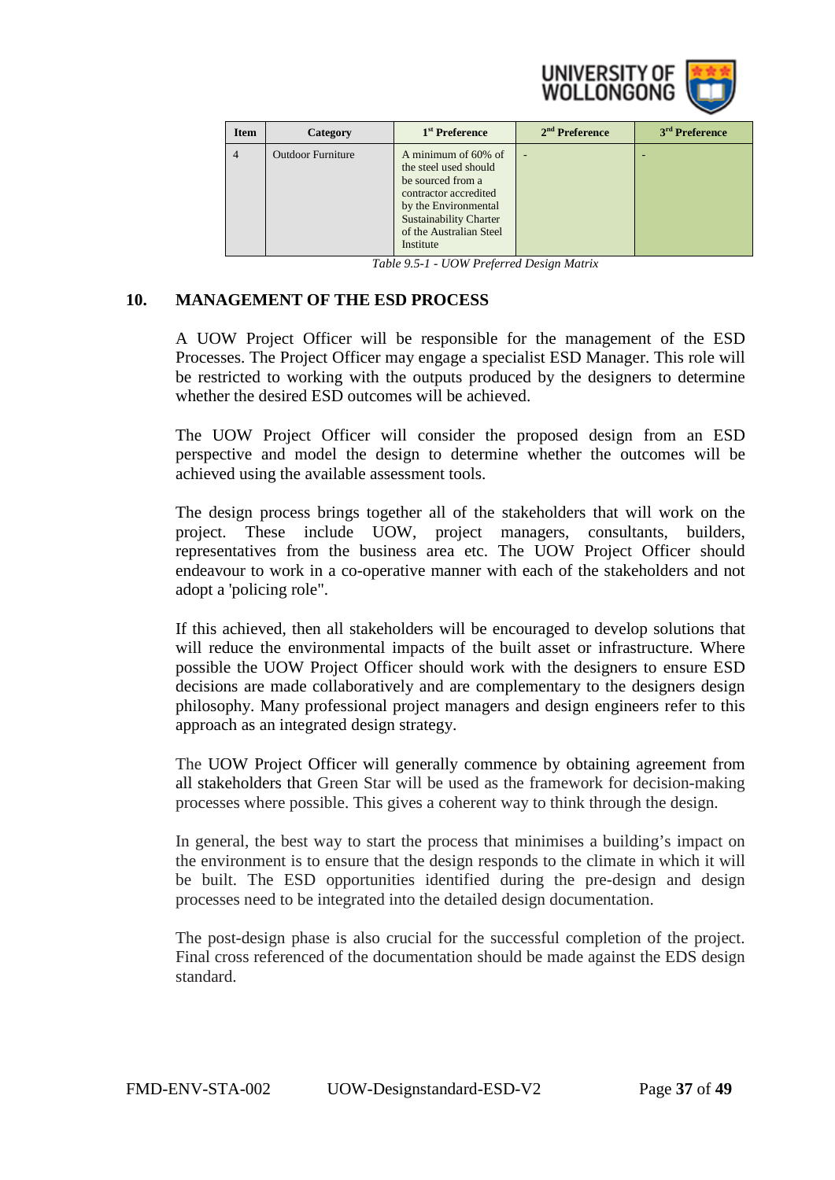| Item | Category | 1st Preference | 2nd Preference | 3rd Preference |
|---|---|---|---|---|
| 4 | Outdoor Furniture | A minimum of 60% of the steel used should be sourced from a contractor accredited by the Environmental Sustainability Charter of the Australian Steel Institute | - | - |

*Table 9.5-1 - UOW Preferred Design Matrix*

## 10. MANAGEMENT OF THE ESD PROCESS

A UOW Project Officer will be responsible for the management of the ESD Processes. The Project Officer may engage a specialist ESD Manager. This role will be restricted to working with the outputs produced by the designers to determine whether the desired ESD outcomes will be achieved.

The UOW Project Officer will consider the proposed design from an ESD perspective and model the design to determine whether the outcomes will be achieved using the available assessment tools.

The design process brings together all of the stakeholders that will work on the project. These include UOW, project managers, consultants, builders, representatives from the business area etc. The UOW Project Officer should endeavour to work in a co-operative manner with each of the stakeholders and not adopt a 'policing role".

If this achieved, then all stakeholders will be encouraged to develop solutions that will reduce the environmental impacts of the built asset or infrastructure. Where possible the UOW Project Officer should work with the designers to ensure ESD decisions are made collaboratively and are complementary to the designers design philosophy. Many professional project managers and design engineers refer to this approach as an integrated design strategy.

The UOW Project Officer will generally commence by obtaining agreement from all stakeholders that Green Star will be used as the framework for decision-making processes where possible. This gives a coherent way to think through the design.

In general, the best way to start the process that minimises a building's impact on the environment is to ensure that the design responds to the climate in which it will be built. The ESD opportunities identified during the pre-design and design processes need to be integrated into the detailed design documentation.

The post-design phase is also crucial for the successful completion of the project. Final cross referenced of the documentation should be made against the EDS design standard.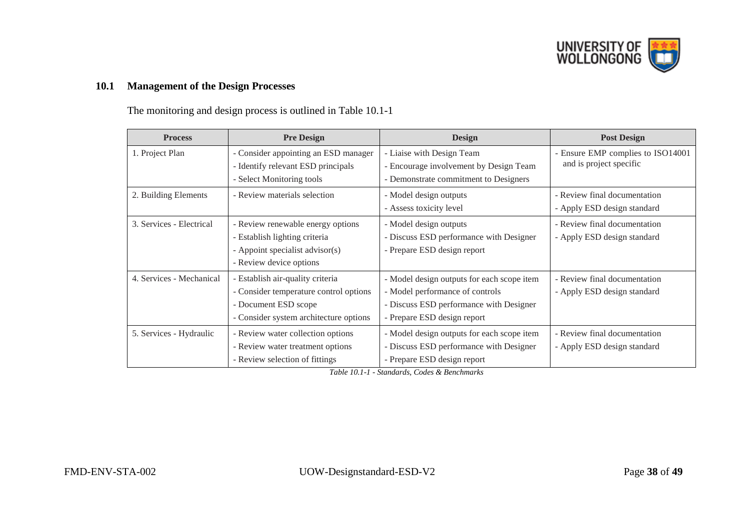## 10.1 Management of the Design Processes

The monitoring and design process is outlined in Table 10.1-1

| Process | Pre Design | Design | Post Design |
|---|---|---|---|
| 1. Project Plan | - Consider appointing an ESD manager<br>- Identify relevant ESD principals<br>- Select Monitoring tools | - Liaise with Design Team<br>- Encourage involvement by Design Team<br>- Demonstrate commitment to Designers | - Ensure EMP complies to ISO14001 and is project specific |
| 2. Building Elements | - Review materials selection | - Model design outputs<br>- Assess toxicity level | - Review final documentation<br>- Apply ESD design standard |
| 3. Services - Electrical | - Review renewable energy options<br>- Establish lighting criteria<br>- Appoint specialist advisor(s)<br>- Review device options | - Model design outputs<br>- Discuss ESD performance with Designer<br>- Prepare ESD design report | - Review final documentation<br>- Apply ESD design standard |
| 4. Services - Mechanical | - Establish air-quality criteria<br>- Consider temperature control options<br>- Document ESD scope<br>- Consider system architecture options | - Model design outputs for each scope item<br>- Model performance of controls<br>- Discuss ESD performance with Designer<br>- Prepare ESD design report | - Review final documentation<br>- Apply ESD design standard |
| 5. Services - Hydraulic | - Review water collection options<br>- Review water treatment options<br>- Review selection of fittings | - Model design outputs for each scope item<br>- Discuss ESD performance with Designer<br>- Prepare ESD design report | - Review final documentation<br>- Apply ESD design standard |

*Table 10.1-1 - Standards, Codes & Benchmarks*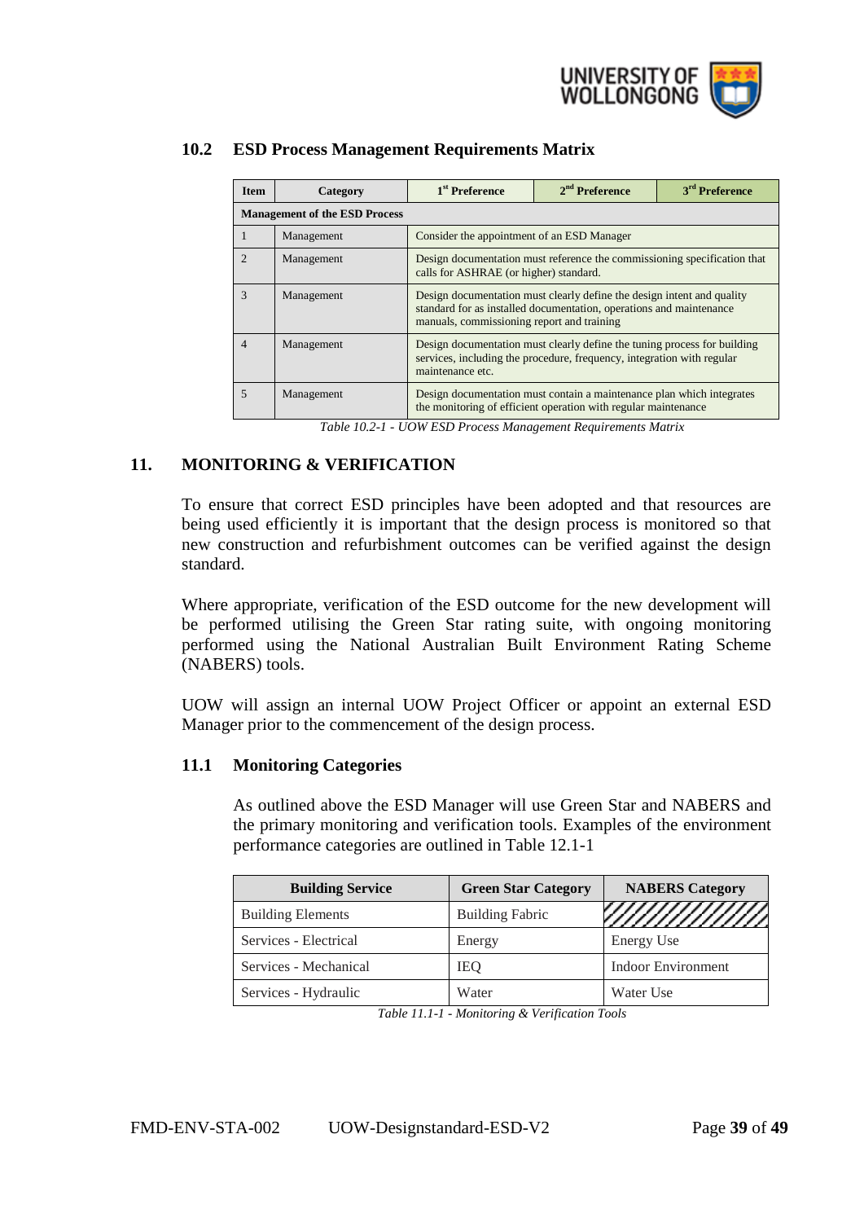## 10.2 ESD Process Management Requirements Matrix

| Item | Category | 1st Preference | 2nd Preference | 3rd Preference |
|---|---|---|---|---|
| **Management of the ESD Process** | | | | |
| 1 | Management | Consider the appointment of an ESD Manager | | |
| 2 | Management | Design documentation must reference the commissioning specification that calls for ASHRAE (or higher) standard. | | |
| 3 | Management | Design documentation must clearly define the design intent and quality standard for as installed documentation, operations and maintenance manuals, commissioning report and training | | |
| 4 | Management | Design documentation must clearly define the tuning process for building services, including the procedure, frequency, integration with regular maintenance etc. | | |
| 5 | Management | Design documentation must contain a maintenance plan which integrates the monitoring of efficient operation with regular maintenance | | |

*Table 10.2-1 - UOW ESD Process Management Requirements Matrix*

# 11. MONITORING & VERIFICATION

To ensure that correct ESD principles have been adopted and that resources are being used efficiently it is important that the design process is monitored so that new construction and refurbishment outcomes can be verified against the design standard.

Where appropriate, verification of the ESD outcome for the new development will be performed utilising the Green Star rating suite, with ongoing monitoring performed using the National Australian Built Environment Rating Scheme (NABERS) tools.

UOW will assign an internal UOW Project Officer or appoint an external ESD Manager prior to the commencement of the design process.

## 11.1 Monitoring Categories

As outlined above the ESD Manager will use Green Star and NABERS and the primary monitoring and verification tools. Examples of the environment performance categories are outlined in Table 12.1-1

| Building Service | Green Star Category | NABERS Category |
|---|---|---|
| Building Elements | Building Fabric | |
| Services - Electrical | Energy | Energy Use |
| Services - Mechanical | IEQ | Indoor Environment |
| Services - Hydraulic | Water | Water Use |

*Table 11.1-1 - Monitoring & Verification Tools*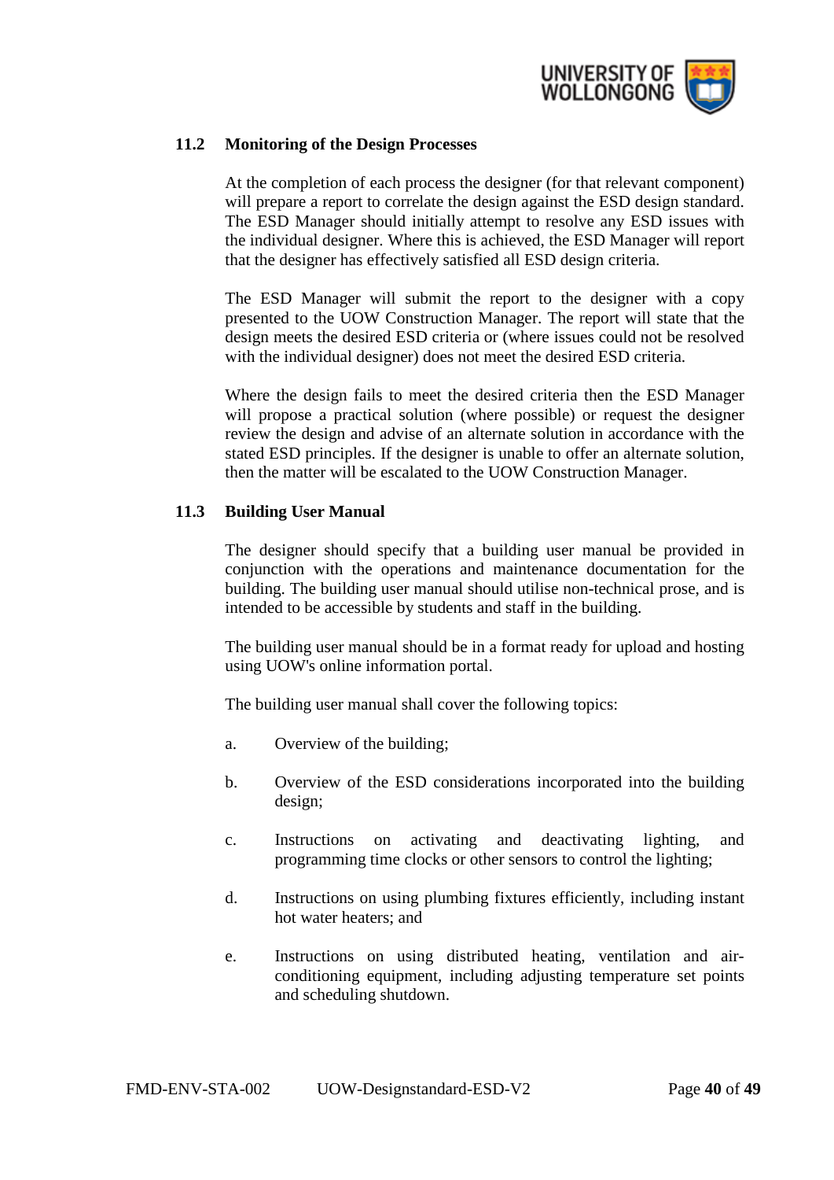## 11.2 Monitoring of the Design Processes

At the completion of each process the designer (for that relevant component) will prepare a report to correlate the design against the ESD design standard. The ESD Manager should initially attempt to resolve any ESD issues with the individual designer. Where this is achieved, the ESD Manager will report that the designer has effectively satisfied all ESD design criteria.

The ESD Manager will submit the report to the designer with a copy presented to the UOW Construction Manager. The report will state that the design meets the desired ESD criteria or (where issues could not be resolved with the individual designer) does not meet the desired ESD criteria.

Where the design fails to meet the desired criteria then the ESD Manager will propose a practical solution (where possible) or request the designer review the design and advise of an alternate solution in accordance with the stated ESD principles. If the designer is unable to offer an alternate solution, then the matter will be escalated to the UOW Construction Manager.

## 11.3 Building User Manual

The designer should specify that a building user manual be provided in conjunction with the operations and maintenance documentation for the building. The building user manual should utilise non-technical prose, and is intended to be accessible by students and staff in the building.

The building user manual should be in a format ready for upload and hosting using UOW's online information portal.

The building user manual shall cover the following topics:

a. Overview of the building;

b. Overview of the ESD considerations incorporated into the building design;

c. Instructions on activating and deactivating lighting, and programming time clocks or other sensors to control the lighting;

d. Instructions on using plumbing fixtures efficiently, including instant hot water heaters; and

e. Instructions on using distributed heating, ventilation and air-conditioning equipment, including adjusting temperature set points and scheduling shutdown.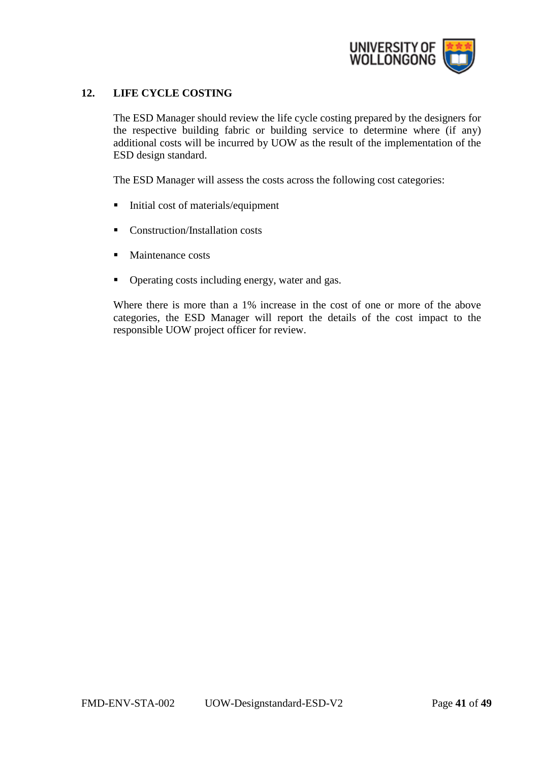## 12. LIFE CYCLE COSTING

The ESD Manager should review the life cycle costing prepared by the designers for the respective building fabric or building service to determine where (if any) additional costs will be incurred by UOW as the result of the implementation of the ESD design standard.

The ESD Manager will assess the costs across the following cost categories:

- Initial cost of materials/equipment
- Construction/Installation costs
- Maintenance costs
- Operating costs including energy, water and gas.

Where there is more than a 1% increase in the cost of one or more of the above categories, the ESD Manager will report the details of the cost impact to the responsible UOW project officer for review.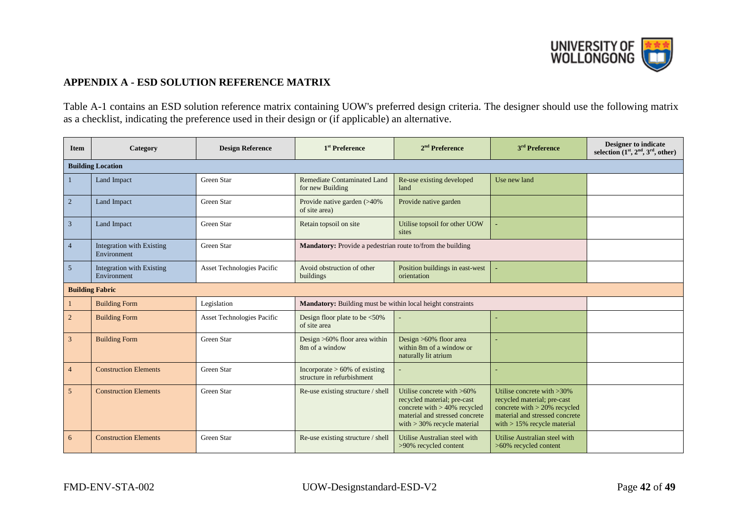## APPENDIX A - ESD SOLUTION REFERENCE MATRIX

Table A-1 contains an ESD solution reference matrix containing UOW's preferred design criteria. The designer should use the following matrix as a checklist, indicating the preference used in their design or (if applicable) an alternative.

| Item | Category | Design Reference | 1st Preference | 2nd Preference | 3rd Preference | Designer to indicate selection (1st, 2nd, 3rd, other) |
|---|---|---|---|---|---|---|
| **Building Location** | | | | | | |
| 1 | Land Impact | Green Star | Remediate Contaminated Land for new Building | Re-use existing developed land | Use new land | |
| 2 | Land Impact | Green Star | Provide native garden (>40% of site area) | Provide native garden | | |
| 3 | Land Impact | Green Star | Retain topsoil on site | Utilise topsoil for other UOW sites | - | |
| 4 | Integration with Existing Environment | Green Star | **Mandatory:** Provide a pedestrian route to/from the building | | | |
| 5 | Integration with Existing Environment | Asset Technologies Pacific | Avoid obstruction of other buildings | Position buildings in east-west orientation | - | |
| **Building Fabric** | | | | | | |
| 1 | Building Form | Legislation | **Mandatory:** Building must be within local height constraints | | | |
| 2 | Building Form | Asset Technologies Pacific | Design floor plate to be <50% of site area | - | - | |
| 3 | Building Form | Green Star | Design >60% floor area within 8m of a window | Design >60% floor area within 8m of a window or naturally lit atrium | - | |
| 4 | Construction Elements | Green Star | Incorporate > 60% of existing structure in refurbishment | - | - | |
| 5 | Construction Elements | Green Star | Re-use existing structure / shell | Utilise concrete with >60% recycled material; pre-cast concrete with > 40% recycled material and stressed concrete with > 30% recycle material | Utilise concrete with >30% recycled material; pre-cast concrete with > 20% recycled material and stressed concrete with > 15% recycle material | |
| 6 | Construction Elements | Green Star | Re-use existing structure / shell | Utilise Australian steel with >90% recycled content | Utilise Australian steel with >60% recycled content | |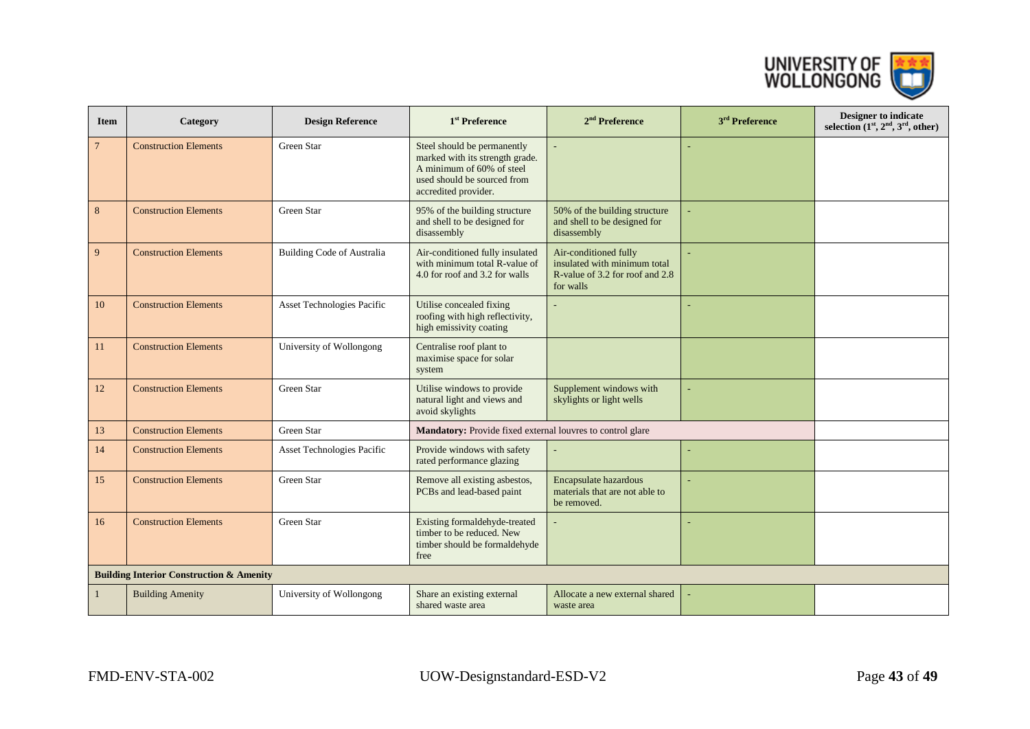| Item | Category | Design Reference | 1st Preference | 2nd Preference | 3rd Preference | Designer to indicate selection (1st, 2nd, 3rd, other) |
|---|---|---|---|---|---|---|
| 7 | Construction Elements | Green Star | Steel should be permanently marked with its strength grade. A minimum of 60% of steel used should be sourced from accredited provider. | - | - | |
| 8 | Construction Elements | Green Star | 95% of the building structure and shell to be designed for disassembly | 50% of the building structure and shell to be designed for disassembly | - | |
| 9 | Construction Elements | Building Code of Australia | Air-conditioned fully insulated with minimum total R-value of 4.0 for roof and 3.2 for walls | Air-conditioned fully insulated with minimum total R-value of 3.2 for roof and 2.8 for walls | - | |
| 10 | Construction Elements | Asset Technologies Pacific | Utilise concealed fixing roofing with high reflectivity, high emissivity coating | - | - | |
| 11 | Construction Elements | University of Wollongong | Centralise roof plant to maximise space for solar system | | | |
| 12 | Construction Elements | Green Star | Utilise windows to provide natural light and views and avoid skylights | Supplement windows with skylights or light wells | - | |
| 13 | Construction Elements | Green Star | **Mandatory:** Provide fixed external louvres to control glare | | | |
| 14 | Construction Elements | Asset Technologies Pacific | Provide windows with safety rated performance glazing | - | - | |
| 15 | Construction Elements | Green Star | Remove all existing asbestos, PCBs and lead-based paint | Encapsulate hazardous materials that are not able to be removed. | - | |
| 16 | Construction Elements | Green Star | Existing formaldehyde-treated timber to be reduced. New timber should be formaldehyde free | - | - | |
| **Building Interior Construction & Amenity** | | | | | | |
| 1 | Building Amenity | University of Wollongong | Share an existing external shared waste area | Allocate a new external shared waste area | - | |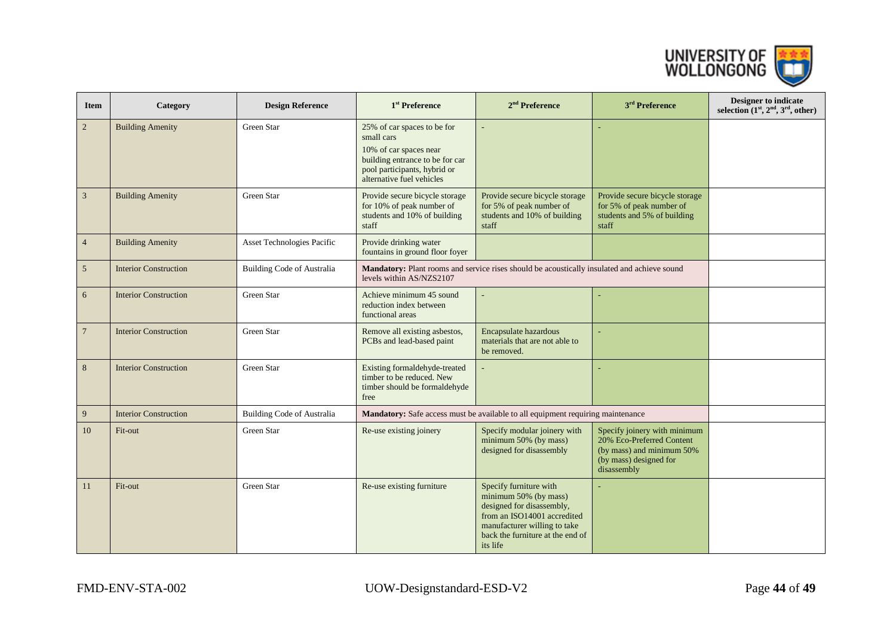| Item | Category | Design Reference | 1st Preference | 2nd Preference | 3rd Preference | Designer to indicate selection (1st, 2nd, 3rd, other) |
|---|---|---|---|---|---|---|
| 2 | Building Amenity | Green Star | 25% of car spaces to be for small cars<br>10% of car spaces near building entrance to be for car pool participants, hybrid or alternative fuel vehicles | - | - | |
| 3 | Building Amenity | Green Star | Provide secure bicycle storage for 10% of peak number of students and 10% of building staff | Provide secure bicycle storage for 5% of peak number of students and 10% of building staff | Provide secure bicycle storage for 5% of peak number of students and 5% of building staff | |
| 4 | Building Amenity | Asset Technologies Pacific | Provide drinking water fountains in ground floor foyer | | | |
| 5 | Interior Construction | Building Code of Australia | **Mandatory:** Plant rooms and service rises should be acoustically insulated and achieve sound levels within AS/NZS2107 | | | |
| 6 | Interior Construction | Green Star | Achieve minimum 45 sound reduction index between functional areas | - | - | |
| 7 | Interior Construction | Green Star | Remove all existing asbestos, PCBs and lead-based paint | Encapsulate hazardous materials that are not able to be removed. | - | |
| 8 | Interior Construction | Green Star | Existing formaldehyde-treated timber to be reduced. New timber should be formaldehyde free | - | - | |
| 9 | Interior Construction | Building Code of Australia | **Mandatory:** Safe access must be available to all equipment requiring maintenance | | | |
| 10 | Fit-out | Green Star | Re-use existing joinery | Specify modular joinery with minimum 50% (by mass) designed for disassembly | Specify joinery with minimum 20% Eco-Preferred Content (by mass) and minimum 50% (by mass) designed for disassembly | |
| 11 | Fit-out | Green Star | Re-use existing furniture | Specify furniture with minimum 50% (by mass) designed for disassembly, from an ISO14001 accredited manufacturer willing to take back the furniture at the end of its life | - | |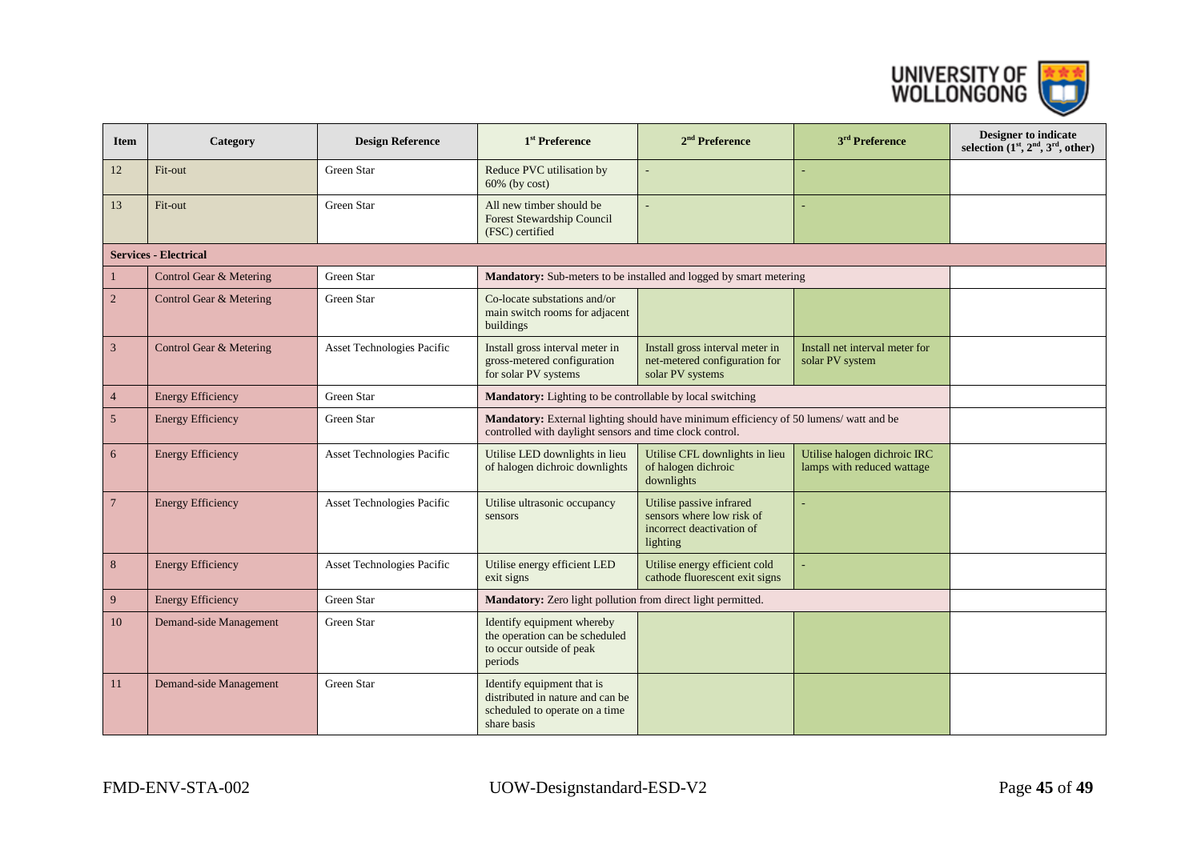| Item | Category | Design Reference | 1st Preference | 2nd Preference | 3rd Preference | Designer to indicate selection (1st, 2nd, 3rd, other) |
|---|---|---|---|---|---|---|
| 12 | Fit-out | Green Star | Reduce PVC utilisation by 60% (by cost) | - | - | |
| 13 | Fit-out | Green Star | All new timber should be Forest Stewardship Council (FSC) certified | - | - | |
| **Services - Electrical** | | | | | | |
| 1 | Control Gear & Metering | Green Star | **Mandatory:** Sub-meters to be installed and logged by smart metering | | | |
| 2 | Control Gear & Metering | Green Star | Co-locate substations and/or main switch rooms for adjacent buildings | | | |
| 3 | Control Gear & Metering | Asset Technologies Pacific | Install gross interval meter in gross-metered configuration for solar PV systems | Install gross interval meter in net-metered configuration for solar PV systems | Install net interval meter for solar PV system | |
| 4 | Energy Efficiency | Green Star | **Mandatory:** Lighting to be controllable by local switching | | | |
| 5 | Energy Efficiency | Green Star | **Mandatory:** External lighting should have minimum efficiency of 50 lumens/ watt and be controlled with daylight sensors and time clock control. | | | |
| 6 | Energy Efficiency | Asset Technologies Pacific | Utilise LED downlights in lieu of halogen dichroic downlights | Utilise CFL downlights in lieu of halogen dichroic downlights | Utilise halogen dichroic IRC lamps with reduced wattage | |
| 7 | Energy Efficiency | Asset Technologies Pacific | Utilise ultrasonic occupancy sensors | Utilise passive infrared sensors where low risk of incorrect deactivation of lighting | - | |
| 8 | Energy Efficiency | Asset Technologies Pacific | Utilise energy efficient LED exit signs | Utilise energy efficient cold cathode fluorescent exit signs | - | |
| 9 | Energy Efficiency | Green Star | **Mandatory:** Zero light pollution from direct light permitted. | | | |
| 10 | Demand-side Management | Green Star | Identify equipment whereby the operation can be scheduled to occur outside of peak periods | | | |
| 11 | Demand-side Management | Green Star | Identify equipment that is distributed in nature and can be scheduled to operate on a time share basis | | | |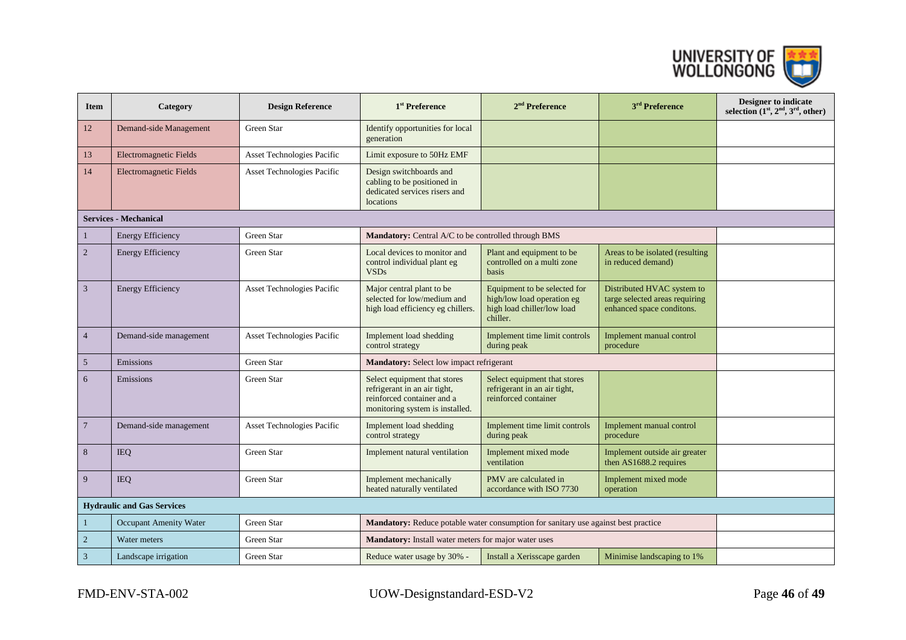| Item | Category | Design Reference | 1st Preference | 2nd Preference | 3rd Preference | Designer to indicate selection (1st, 2nd, 3rd, other) |
|---|---|---|---|---|---|---|
| 12 | Demand-side Management | Green Star | Identify opportunities for local generation | | | |
| 13 | Electromagnetic Fields | Asset Technologies Pacific | Limit exposure to 50Hz EMF | | | |
| 14 | Electromagnetic Fields | Asset Technologies Pacific | Design switchboards and cabling to be positioned in dedicated services risers and locations | | | |
| **Services - Mechanical** | | | | | | |
| 1 | Energy Efficiency | Green Star | **Mandatory:** Central A/C to be controlled through BMS | | | |
| 2 | Energy Efficiency | Green Star | Local devices to monitor and control individual plant eg VSDs | Plant and equipment to be controlled on a multi zone basis | Areas to be isolated (resulting in reduced demand) | |
| 3 | Energy Efficiency | Asset Technologies Pacific | Major central plant to be selected for low/medium and high load efficiency eg chillers. | Equipment to be selected for high/low load operation eg high load chiller/low load chiller. | Distributed HVAC system to targe selected areas requiring enhanced space conditons. | |
| 4 | Demand-side management | Asset Technologies Pacific | Implement load shedding control strategy | Implement time limit controls during peak | Implement manual control procedure | |
| 5 | Emissions | Green Star | **Mandatory:** Select low impact refrigerant | | | |
| 6 | Emissions | Green Star | Select equipment that stores refrigerant in an air tight, reinforced container and a monitoring system is installed. | Select equipment that stores refrigerant in an air tight, reinforced container | | |
| 7 | Demand-side management | Asset Technologies Pacific | Implement load shedding control strategy | Implement time limit controls during peak | Implement manual control procedure | |
| 8 | IEQ | Green Star | Implement natural ventilation | Implement mixed mode ventilation | Implement outside air greater then AS1688.2 requires | |
| 9 | IEQ | Green Star | Implement mechanically heated naturally ventilated | PMV are calculated in accordance with ISO 7730 | Implement mixed mode operation | |
| **Hydraulic and Gas Services** | | | | | | |
| 1 | Occupant Amenity Water | Green Star | **Mandatory:** Reduce potable water consumption for sanitary use against best practice | | | |
| 2 | Water meters | Green Star | **Mandatory:** Install water meters for major water uses | | | |
| 3 | Landscape irrigation | Green Star | Reduce water usage by 30% - | Install a Xerisscape garden | Minimise landscaping to 1% | |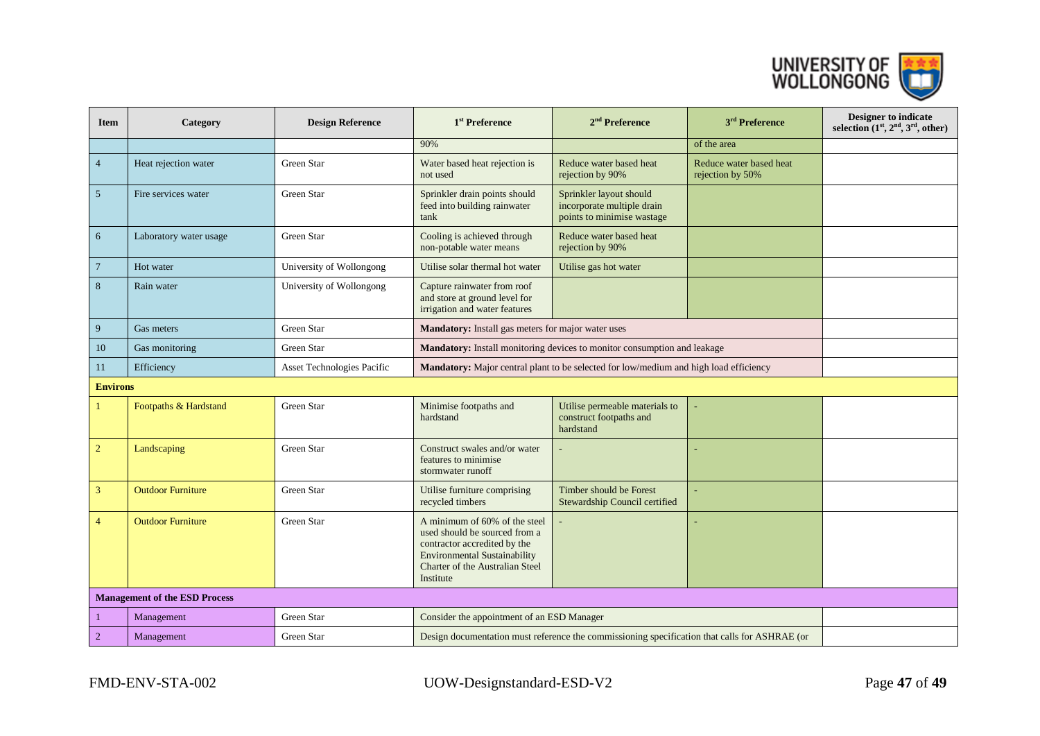| Item | Category | Design Reference | 1st Preference | 2nd Preference | 3rd Preference | Designer to indicate selection (1st, 2nd, 3rd, other) |
|---|---|---|---|---|---|---|
| | | | 90% | | of the area | |
| 4 | Heat rejection water | Green Star | Water based heat rejection is not used | Reduce water based heat rejection by 90% | Reduce water based heat rejection by 50% | |
| 5 | Fire services water | Green Star | Sprinkler drain points should feed into building rainwater tank | Sprinkler layout should incorporate multiple drain points to minimise wastage | | |
| 6 | Laboratory water usage | Green Star | Cooling is achieved through non-potable water means | Reduce water based heat rejection by 90% | | |
| 7 | Hot water | University of Wollongong | Utilise solar thermal hot water | Utilise gas hot water | | |
| 8 | Rain water | University of Wollongong | Capture rainwater from roof and store at ground level for irrigation and water features | | | |
| 9 | Gas meters | Green Star | **Mandatory:** Install gas meters for major water uses | | | |
| 10 | Gas monitoring | Green Star | **Mandatory:** Install monitoring devices to monitor consumption and leakage | | | |
| 11 | Efficiency | Asset Technologies Pacific | **Mandatory:** Major central plant to be selected for low/medium and high load efficiency | | | |
| **Environs** | | | | | | |
| 1 | Footpaths & Hardstand | Green Star | Minimise footpaths and hardstand | Utilise permeable materials to construct footpaths and hardstand | - | |
| 2 | Landscaping | Green Star | Construct swales and/or water features to minimise stormwater runoff | - | - | |
| 3 | Outdoor Furniture | Green Star | Utilise furniture comprising recycled timbers | Timber should be Forest Stewardship Council certified | - | |
| 4 | Outdoor Furniture | Green Star | A minimum of 60% of the steel used should be sourced from a contractor accredited by the Environmental Sustainability Charter of the Australian Steel Institute | - | - | |
| **Management of the ESD Process** | | | | | | |
| 1 | Management | Green Star | Consider the appointment of an ESD Manager | | | |
| 2 | Management | Green Star | Design documentation must reference the commissioning specification that calls for ASHRAE (or | | | |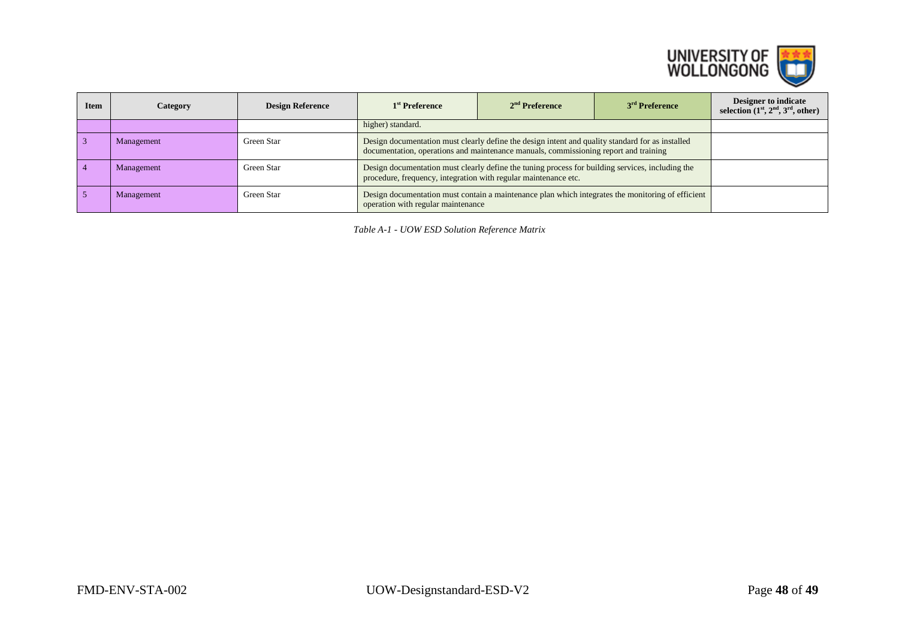| Item | Category | Design Reference | 1st Preference | 2nd Preference | 3rd Preference | Designer to indicate selection (1st, 2nd, 3rd, other) |
|---|---|---|---|---|---|---|
| | | | higher) standard. | | | |
| 3 | Management | Green Star | Design documentation must clearly define the design intent and quality standard for as installed documentation, operations and maintenance manuals, commissioning report and training | | | |
| 4 | Management | Green Star | Design documentation must clearly define the tuning process for building services, including the procedure, frequency, integration with regular maintenance etc. | | | |
| 5 | Management | Green Star | Design documentation must contain a maintenance plan which integrates the monitoring of efficient operation with regular maintenance | | | |

*Table A-1 - UOW ESD Solution Reference Matrix*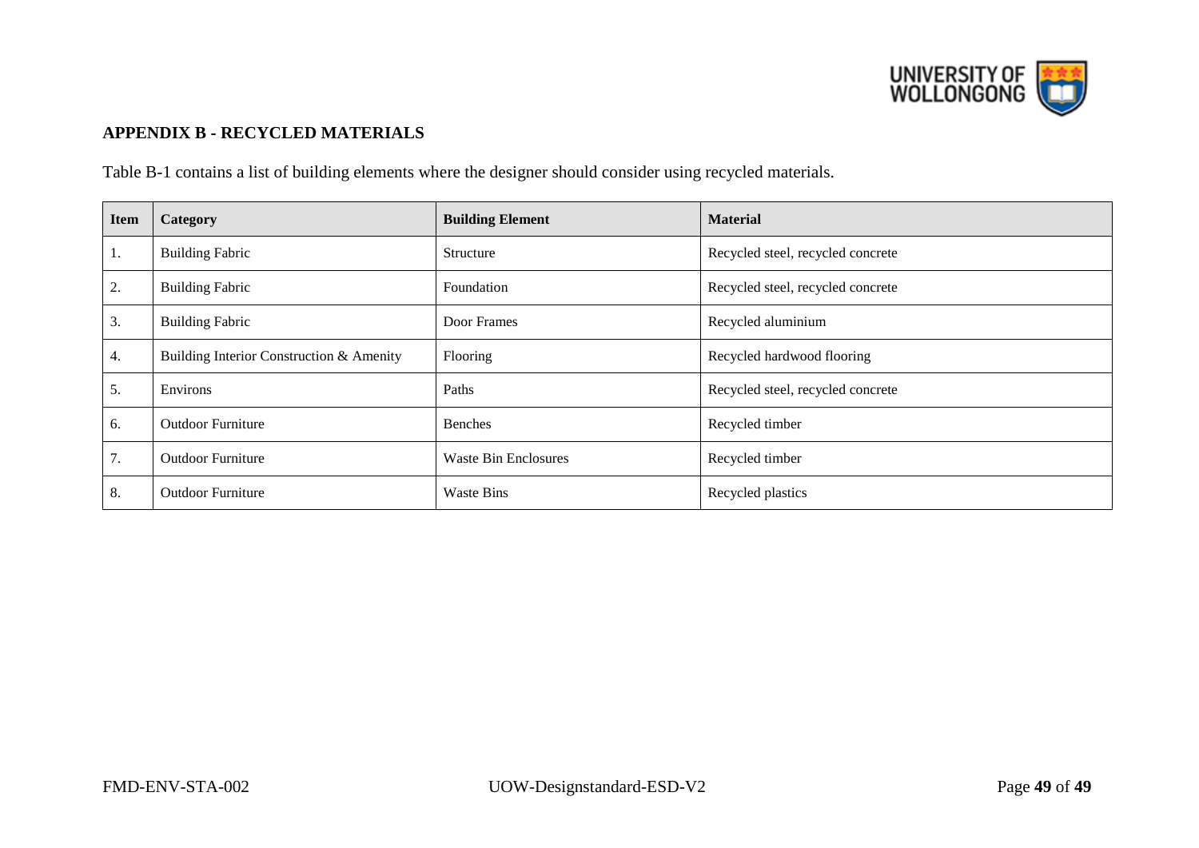## APPENDIX B - RECYCLED MATERIALS

Table B-1 contains a list of building elements where the designer should consider using recycled materials.

| Item | Category | Building Element | Material |
|---|---|---|---|
| 1. | Building Fabric | Structure | Recycled steel, recycled concrete |
| 2. | Building Fabric | Foundation | Recycled steel, recycled concrete |
| 3. | Building Fabric | Door Frames | Recycled aluminium |
| 4. | Building Interior Construction & Amenity | Flooring | Recycled hardwood flooring |
| 5. | Environs | Paths | Recycled steel, recycled concrete |
| 6. | Outdoor Furniture | Benches | Recycled timber |
| 7. | Outdoor Furniture | Waste Bin Enclosures | Recycled timber |
| 8. | Outdoor Furniture | Waste Bins | Recycled plastics |